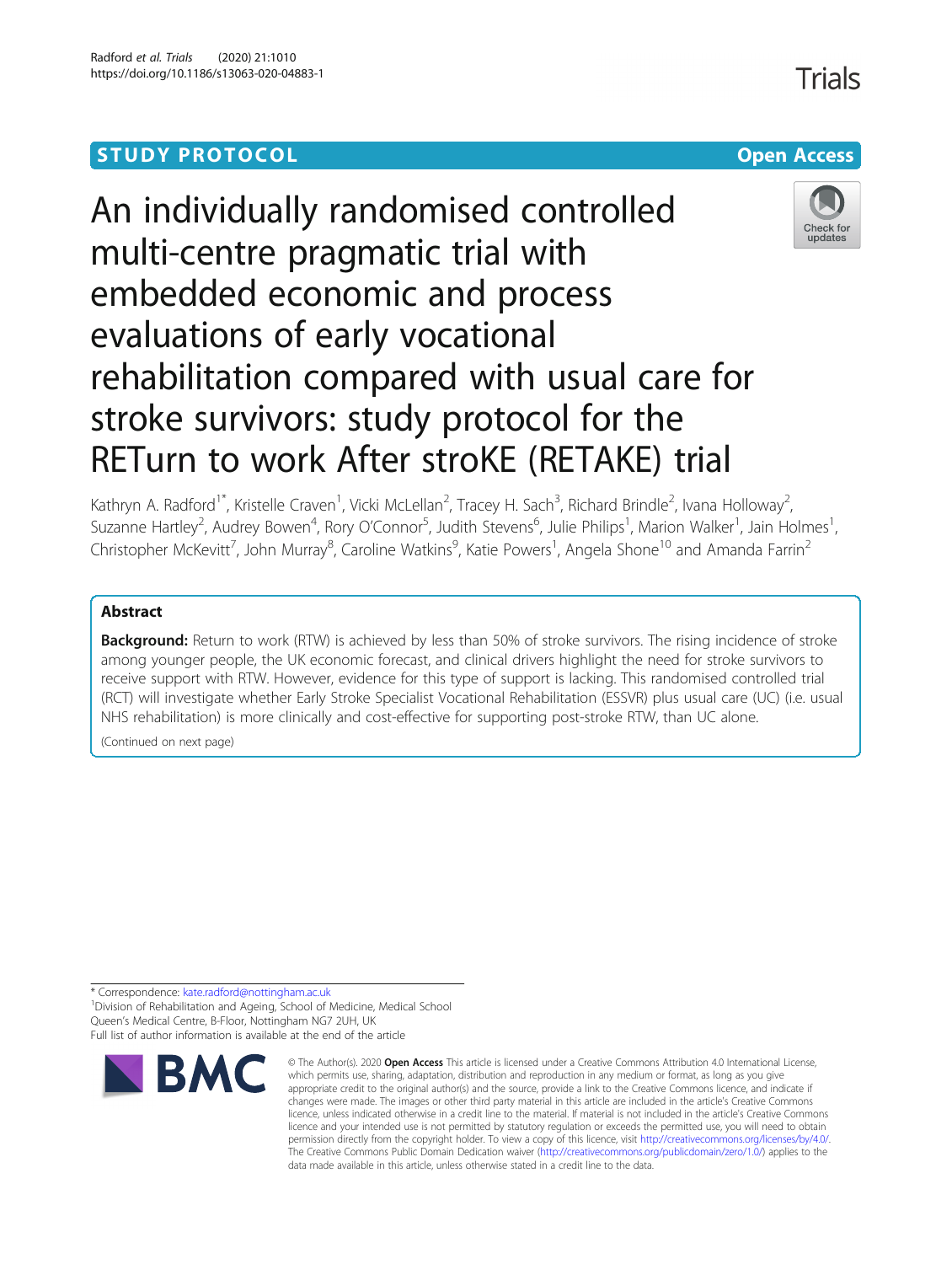STUDY PROTOCOL Open Access

# An individually randomised controlled multi-centre pragmatic trial with embedded economic and process evaluations of early vocational rehabilitation compared with usual care for stroke survivors: study protocol for the RETurn to work After stroKE (RETAKE) trial

Kathryn A. Radford[1*], Kristelle Craven[1], Vicki McLellan[2], Tracey H. Sach[3], Richard Brindle[2], Ivana Holloway[2], Suzanne Hartley[2], Audrey Bowen[4], Rory O'Connor[5], Judith Stevens[6], Julie Philips[1], Marion Walker[1], Jain Holmes[1], Christopher McKevitt[7], John Murray[8], Caroline Watkins[9], Katie Powers[1], Angela Shone[10] and Amanda Farrin[2]

## Abstract

**Background:** Return to work (RTW) is achieved by less than 50% of stroke survivors. The rising incidence of stroke among younger people, the UK economic forecast, and clinical drivers highlight the need for stroke survivors to receive support with RTW. However, evidence for this type of support is lacking. This randomised controlled trial (RCT) will investigate whether Early Stroke Specialist Vocational Rehabilitation (ESSVR) plus usual care (UC) (i.e. usual NHS rehabilitation) is more clinically and cost-effective for supporting post-stroke RTW, than UC alone.

(Continued on next page)

\* Correspondence: kate.radford@nottingham.ac.uk
[1]Division of Rehabilitation and Ageing, School of Medicine, Medical School Queen's Medical Centre, B-Floor, Nottingham NG7 2UH, UK
Full list of author information is available at the end of the article

© The Author(s). 2020 **Open Access** This article is licensed under a Creative Commons Attribution 4.0 International License, which permits use, sharing, adaptation, distribution and reproduction in any medium or format, as long as you give appropriate credit to the original author(s) and the source, provide a link to the Creative Commons licence, and indicate if changes were made. The images or other third party material in this article are included in the article's Creative Commons licence, unless indicated otherwise in a credit line to the material. If material is not included in the article's Creative Commons licence and your intended use is not permitted by statutory regulation or exceeds the permitted use, you will need to obtain permission directly from the copyright holder. To view a copy of this licence, visit http://creativecommons.org/licenses/by/4.0/. The Creative Commons Public Domain Dedication waiver (http://creativecommons.org/publicdomain/zero/1.0/) applies to the data made available in this article, unless otherwise stated in a credit line to the data.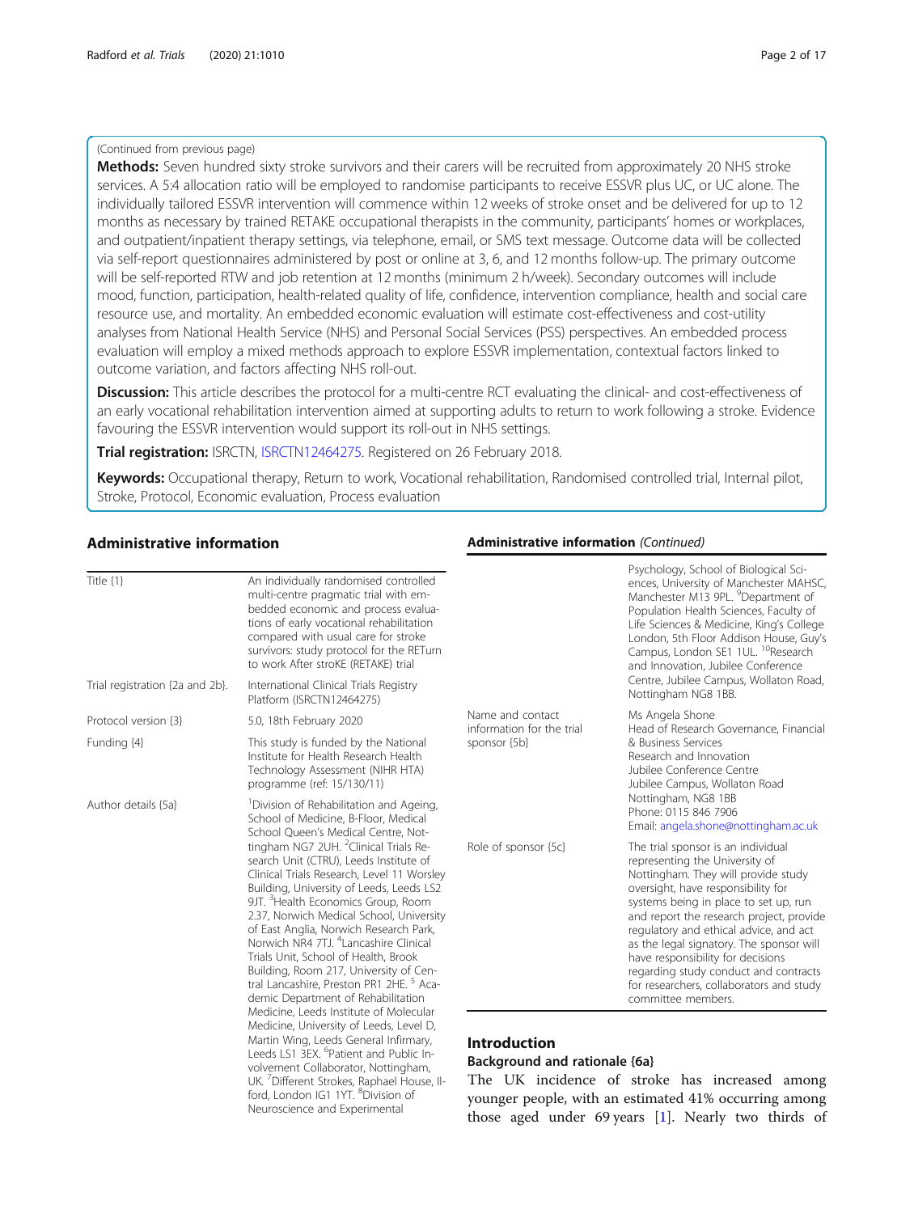(Continued from previous page)

**Methods:** Seven hundred sixty stroke survivors and their carers will be recruited from approximately 20 NHS stroke services. A 5:4 allocation ratio will be employed to randomise participants to receive ESSVR plus UC, or UC alone. The individually tailored ESSVR intervention will commence within 12 weeks of stroke onset and be delivered for up to 12 months as necessary by trained RETAKE occupational therapists in the community, participants' homes or workplaces, and outpatient/inpatient therapy settings, via telephone, email, or SMS text message. Outcome data will be collected via self-report questionnaires administered by post or online at 3, 6, and 12 months follow-up. The primary outcome will be self-reported RTW and job retention at 12 months (minimum 2 h/week). Secondary outcomes will include mood, function, participation, health-related quality of life, confidence, intervention compliance, health and social care resource use, and mortality. An embedded economic evaluation will estimate cost-effectiveness and cost-utility analyses from National Health Service (NHS) and Personal Social Services (PSS) perspectives. An embedded process evaluation will employ a mixed methods approach to explore ESSVR implementation, contextual factors linked to outcome variation, and factors affecting NHS roll-out.

**Discussion:** This article describes the protocol for a multi-centre RCT evaluating the clinical- and cost-effectiveness of an early vocational rehabilitation intervention aimed at supporting adults to return to work following a stroke. Evidence favouring the ESSVR intervention would support its roll-out in NHS settings.

**Trial registration:** ISRCTN, ISRCTN12464275. Registered on 26 February 2018.

**Keywords:** Occupational therapy, Return to work, Vocational rehabilitation, Randomised controlled trial, Internal pilot, Stroke, Protocol, Economic evaluation, Process evaluation

## Administrative information

| | |
|---|---|
| Title {1} | An individually randomised controlled multi-centre pragmatic trial with embedded economic and process evaluations of early vocational rehabilitation compared with usual care for stroke survivors: study protocol for the RETurn to work After stroKE (RETAKE) trial |
| Trial registration {2a and 2b}. | International Clinical Trials Registry Platform (ISRCTN12464275) |
| Protocol version {3} | 5.0, 18th February 2020 |
| Funding {4} | This study is funded by the National Institute for Health Research Health Technology Assessment (NIHR HTA) programme (ref: 15/130/11) |
| Author details {5a} | [1]Division of Rehabilitation and Ageing, School of Medicine, B-Floor, Medical School Queen's Medical Centre, Nottingham NG7 2UH. [2]Clinical Trials Research Unit (CTRU), Leeds Institute of Clinical Trials Research, Level 11 Worsley Building, University of Leeds, Leeds LS2 9JT. [3]Health Economics Group, Room 2.37, Norwich Medical School, University of East Anglia, Norwich Research Park, Norwich NR4 7TJ. [4]Lancashire Clinical Trials Unit, School of Health, Brook Building, Room 217, University of Central Lancashire, Preston PR1 2HE. [5] Academic Department of Rehabilitation Medicine, Leeds Institute of Molecular Medicine, University of Leeds, Level D, Martin Wing, Leeds General Infirmary, Leeds LS1 3EX. [6]Patient and Public Involvement Collaborator, Nottingham, UK. [7]Different Strokes, Raphael House, Ilford, London IG1 1YT. [8]Division of Neuroscience and Experimental Psychology, School of Biological Sciences, University of Manchester MAHSC, Manchester M13 9PL. [9]Department of Population Health Sciences, Faculty of Life Sciences & Medicine, King's College London, 5th Floor Addison House, Guy's Campus, London SE1 1UL. [10]Research and Innovation, Jubilee Conference Centre, Jubilee Campus, Wollaton Road, Nottingham NG8 1BB. |
| Name and contact information for the trial sponsor {5b} | Ms Angela Shone<br>Head of Research Governance, Financial & Business Services<br>Research and Innovation<br>Jubilee Conference Centre<br>Jubilee Campus, Wollaton Road<br>Nottingham, NG8 1BB<br>Phone: 0115 846 7906<br>Email: angela.shone@nottingham.ac.uk |
| Role of sponsor {5c} | The trial sponsor is an individual representing the University of Nottingham. They will provide study oversight, have responsibility for systems being in place to set up, run and report the research project, provide regulatory and ethical advice, and act as the legal signatory. The sponsor will have responsibility for decisions regarding study conduct and contracts for researchers, collaborators and study committee members. |

## Introduction

### Background and rationale {6a}

The UK incidence of stroke has increased among younger people, with an estimated 41% occurring among those aged under 69 years [1]. Nearly two thirds of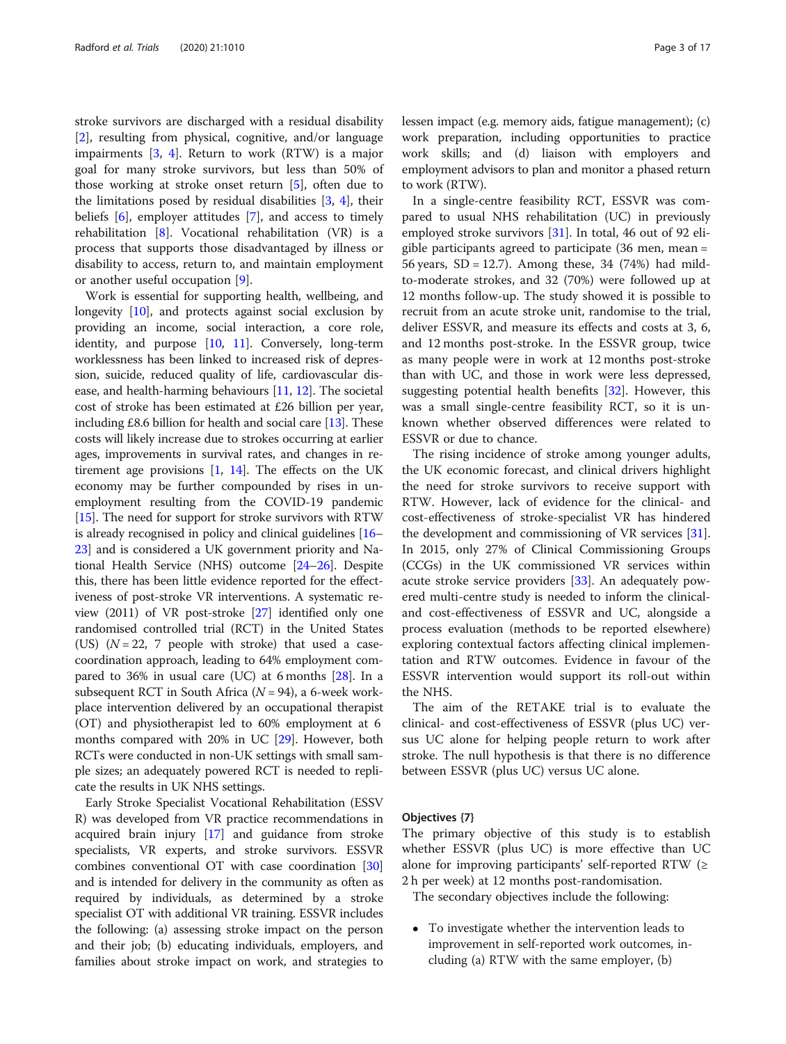stroke survivors are discharged with a residual disability [2], resulting from physical, cognitive, and/or language impairments [3, 4]. Return to work (RTW) is a major goal for many stroke survivors, but less than 50% of those working at stroke onset return [5], often due to the limitations posed by residual disabilities [3, 4], their beliefs [6], employer attitudes [7], and access to timely rehabilitation [8]. Vocational rehabilitation (VR) is a process that supports those disadvantaged by illness or disability to access, return to, and maintain employment or another useful occupation [9].

Work is essential for supporting health, wellbeing, and longevity [10], and protects against social exclusion by providing an income, social interaction, a core role, identity, and purpose [10, 11]. Conversely, long-term worklessness has been linked to increased risk of depression, suicide, reduced quality of life, cardiovascular disease, and health-harming behaviours [11, 12]. The societal cost of stroke has been estimated at £26 billion per year, including £8.6 billion for health and social care [13]. These costs will likely increase due to strokes occurring at earlier ages, improvements in survival rates, and changes in retirement age provisions [1, 14]. The effects on the UK economy may be further compounded by rises in unemployment resulting from the COVID-19 pandemic [15]. The need for support for stroke survivors with RTW is already recognised in policy and clinical guidelines [16–23] and is considered a UK government priority and National Health Service (NHS) outcome [24–26]. Despite this, there has been little evidence reported for the effectiveness of post-stroke VR interventions. A systematic review (2011) of VR post-stroke [27] identified only one randomised controlled trial (RCT) in the United States (US) ($N = 22$, 7 people with stroke) that used a case-coordination approach, leading to 64% employment compared to 36% in usual care (UC) at 6 months [28]. In a subsequent RCT in South Africa ($N = 94$), a 6-week workplace intervention delivered by an occupational therapist (OT) and physiotherapist led to 60% employment at 6 months compared with 20% in UC [29]. However, both RCTs were conducted in non-UK settings with small sample sizes; an adequately powered RCT is needed to replicate the results in UK NHS settings.

Early Stroke Specialist Vocational Rehabilitation (ESSVR) was developed from VR practice recommendations in acquired brain injury [17] and guidance from stroke specialists, VR experts, and stroke survivors. ESSVR combines conventional OT with case coordination [30] and is intended for delivery in the community as often as required by individuals, as determined by a stroke specialist OT with additional VR training. ESSVR includes the following: (a) assessing stroke impact on the person and their job; (b) educating individuals, employers, and families about stroke impact on work, and strategies to lessen impact (e.g. memory aids, fatigue management); (c) work preparation, including opportunities to practice work skills; and (d) liaison with employers and employment advisors to plan and monitor a phased return to work (RTW).

In a single-centre feasibility RCT, ESSVR was compared to usual NHS rehabilitation (UC) in previously employed stroke survivors [31]. In total, 46 out of 92 eligible participants agreed to participate (36 men, mean = 56 years, SD = 12.7). Among these, 34 (74%) had mild-to-moderate strokes, and 32 (70%) were followed up at 12 months follow-up. The study showed it is possible to recruit from an acute stroke unit, randomise to the trial, deliver ESSVR, and measure its effects and costs at 3, 6, and 12 months post-stroke. In the ESSVR group, twice as many people were in work at 12 months post-stroke than with UC, and those in work were less depressed, suggesting potential health benefits [32]. However, this was a small single-centre feasibility RCT, so it is unknown whether observed differences were related to ESSVR or due to chance.

The rising incidence of stroke among younger adults, the UK economic forecast, and clinical drivers highlight the need for stroke survivors to receive support with RTW. However, lack of evidence for the clinical- and cost-effectiveness of stroke-specialist VR has hindered the development and commissioning of VR services [31]. In 2015, only 27% of Clinical Commissioning Groups (CCGs) in the UK commissioned VR services within acute stroke service providers [33]. An adequately powered multi-centre study is needed to inform the clinical- and cost-effectiveness of ESSVR and UC, alongside a process evaluation (methods to be reported elsewhere) exploring contextual factors affecting clinical implementation and RTW outcomes. Evidence in favour of the ESSVR intervention would support its roll-out within the NHS.

The aim of the RETAKE trial is to evaluate the clinical- and cost-effectiveness of ESSVR (plus UC) versus UC alone for helping people return to work after stroke. The null hypothesis is that there is no difference between ESSVR (plus UC) versus UC alone.

## Objectives {7}

The primary objective of this study is to establish whether ESSVR (plus UC) is more effective than UC alone for improving participants' self-reported RTW (≥ 2 h per week) at 12 months post-randomisation.

The secondary objectives include the following:

- To investigate whether the intervention leads to improvement in self-reported work outcomes, including (a) RTW with the same employer, (b)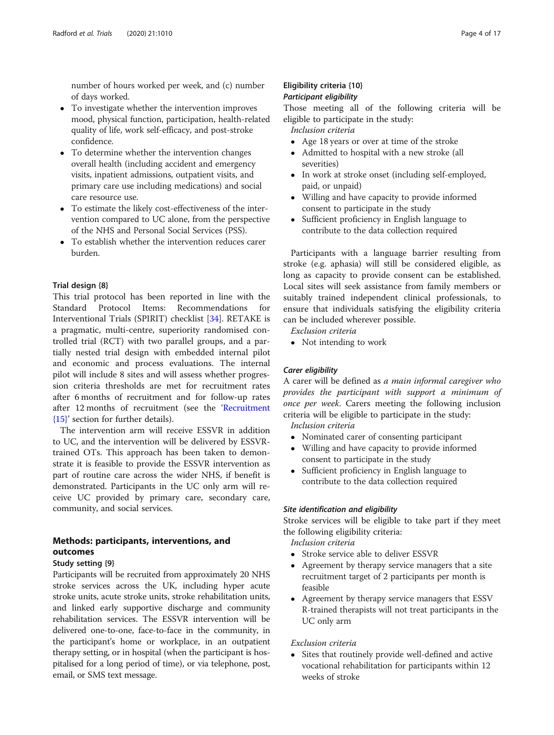number of hours worked per week, and (c) number of days worked.

- To investigate whether the intervention improves mood, physical function, participation, health-related quality of life, work self-efficacy, and post-stroke confidence.
- To determine whether the intervention changes overall health (including accident and emergency visits, inpatient admissions, outpatient visits, and primary care use including medications) and social care resource use.
- To estimate the likely cost-effectiveness of the intervention compared to UC alone, from the perspective of the NHS and Personal Social Services (PSS).
- To establish whether the intervention reduces carer burden.

### Trial design {8}

This trial protocol has been reported in line with the Standard Protocol Items: Recommendations for Interventional Trials (SPIRIT) checklist [34]. RETAKE is a pragmatic, multi-centre, superiority randomised controlled trial (RCT) with two parallel groups, and a partially nested trial design with embedded internal pilot and economic and process evaluations. The internal pilot will include 8 sites and will assess whether progression criteria thresholds are met for recruitment rates after 6 months of recruitment and for follow-up rates after 12 months of recruitment (see the 'Recruitment {15}' section for further details).

The intervention arm will receive ESSVR in addition to UC, and the intervention will be delivered by ESSVR-trained OTs. This approach has been taken to demonstrate it is feasible to provide the ESSVR intervention as part of routine care across the wider NHS, if benefit is demonstrated. Participants in the UC only arm will receive UC provided by primary care, secondary care, community, and social services.

## Methods: participants, interventions, and outcomes

### Study setting {9}

Participants will be recruited from approximately 20 NHS stroke services across the UK, including hyper acute stroke units, acute stroke units, stroke rehabilitation units, and linked early supportive discharge and community rehabilitation services. The ESSVR intervention will be delivered one-to-one, face-to-face in the community, in the participant's home or workplace, in an outpatient therapy setting, or in hospital (when the participant is hospitalised for a long period of time), or via telephone, post, email, or SMS text message.

### Eligibility criteria {10}

#### *Participant eligibility*

Those meeting all of the following criteria will be eligible to participate in the study:

*Inclusion criteria*

- Age 18 years or over at time of the stroke
- Admitted to hospital with a new stroke (all severities)
- In work at stroke onset (including self-employed, paid, or unpaid)
- Willing and have capacity to provide informed consent to participate in the study
- Sufficient proficiency in English language to contribute to the data collection required

Participants with a language barrier resulting from stroke (e.g. aphasia) will still be considered eligible, as long as capacity to provide consent can be established. Local sites will seek assistance from family members or suitably trained independent clinical professionals, to ensure that individuals satisfying the eligibility criteria can be included wherever possible.

*Exclusion criteria*

- Not intending to work

#### *Carer eligibility*

A carer will be defined as *a main informal caregiver who provides the participant with support a minimum of once per week*. Carers meeting the following inclusion criteria will be eligible to participate in the study:

*Inclusion criteria*

- Nominated carer of consenting participant
- Willing and have capacity to provide informed consent to participate in the study
- Sufficient proficiency in English language to contribute to the data collection required

#### *Site identification and eligibility*

Stroke services will be eligible to take part if they meet the following eligibility criteria:

*Inclusion criteria*

- Stroke service able to deliver ESSVR
- Agreement by therapy service managers that a site recruitment target of 2 participants per month is feasible
- Agreement by therapy service managers that ESSVR-trained therapists will not treat participants in the UC only arm

*Exclusion criteria*

- Sites that routinely provide well-defined and active vocational rehabilitation for participants within 12 weeks of stroke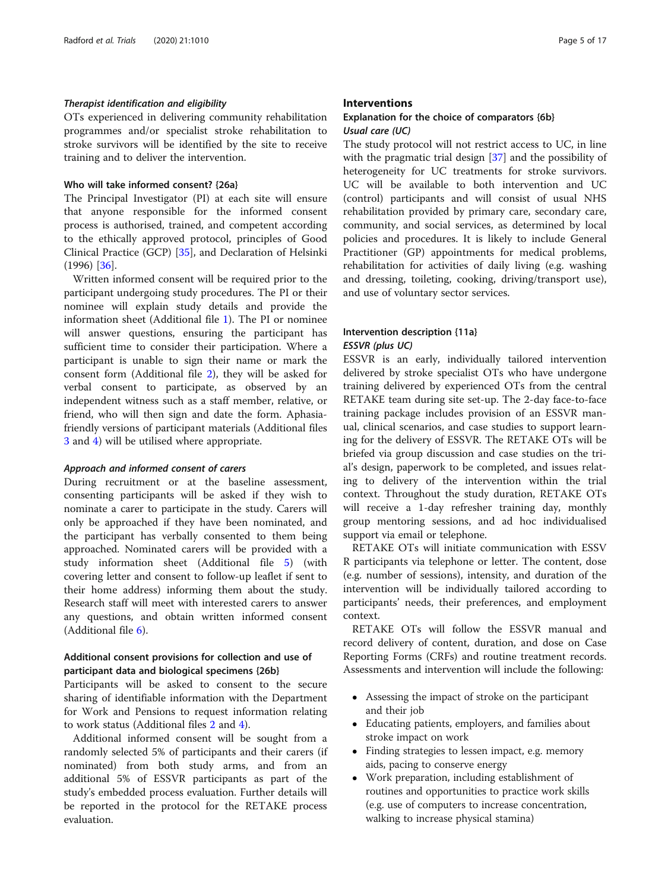#### *Therapist identification and eligibility*

OTs experienced in delivering community rehabilitation programmes and/or specialist stroke rehabilitation to stroke survivors will be identified by the site to receive training and to deliver the intervention.

### Who will take informed consent? {26a}

The Principal Investigator (PI) at each site will ensure that anyone responsible for the informed consent process is authorised, trained, and competent according to the ethically approved protocol, principles of Good Clinical Practice (GCP) [35], and Declaration of Helsinki (1996) [36].

Written informed consent will be required prior to the participant undergoing study procedures. The PI or their nominee will explain study details and provide the information sheet (Additional file 1). The PI or nominee will answer questions, ensuring the participant has sufficient time to consider their participation. Where a participant is unable to sign their name or mark the consent form (Additional file 2), they will be asked for verbal consent to participate, as observed by an independent witness such as a staff member, relative, or friend, who will then sign and date the form. Aphasia-friendly versions of participant materials (Additional files 3 and 4) will be utilised where appropriate.

#### *Approach and informed consent of carers*

During recruitment or at the baseline assessment, consenting participants will be asked if they wish to nominate a carer to participate in the study. Carers will only be approached if they have been nominated, and the participant has verbally consented to them being approached. Nominated carers will be provided with a study information sheet (Additional file 5) (with covering letter and consent to follow-up leaflet if sent to their home address) informing them about the study. Research staff will meet with interested carers to answer any questions, and obtain written informed consent (Additional file 6).

### Additional consent provisions for collection and use of participant data and biological specimens {26b}

Participants will be asked to consent to the secure sharing of identifiable information with the Department for Work and Pensions to request information relating to work status (Additional files 2 and 4).

Additional informed consent will be sought from a randomly selected 5% of participants and their carers (if nominated) from both study arms, and from an additional 5% of ESSVR participants as part of the study's embedded process evaluation. Further details will be reported in the protocol for the RETAKE process evaluation.

## Interventions

### Explanation for the choice of comparators {6b}

#### *Usual care (UC)*

The study protocol will not restrict access to UC, in line with the pragmatic trial design [37] and the possibility of heterogeneity for UC treatments for stroke survivors. UC will be available to both intervention and UC (control) participants and will consist of usual NHS rehabilitation provided by primary care, secondary care, community, and social services, as determined by local policies and procedures. It is likely to include General Practitioner (GP) appointments for medical problems, rehabilitation for activities of daily living (e.g. washing and dressing, toileting, cooking, driving/transport use), and use of voluntary sector services.

### Intervention description {11a}

#### *ESSVR (plus UC)*

ESSVR is an early, individually tailored intervention delivered by stroke specialist OTs who have undergone training delivered by experienced OTs from the central RETAKE team during site set-up. The 2-day face-to-face training package includes provision of an ESSVR manual, clinical scenarios, and case studies to support learning for the delivery of ESSVR. The RETAKE OTs will be briefed via group discussion and case studies on the trial's design, paperwork to be completed, and issues relating to delivery of the intervention within the trial context. Throughout the study duration, RETAKE OTs will receive a 1-day refresher training day, monthly group mentoring sessions, and ad hoc individualised support via email or telephone.

RETAKE OTs will initiate communication with ESSVR participants via telephone or letter. The content, dose (e.g. number of sessions), intensity, and duration of the intervention will be individually tailored according to participants' needs, their preferences, and employment context.

RETAKE OTs will follow the ESSVR manual and record delivery of content, duration, and dose on Case Reporting Forms (CRFs) and routine treatment records. Assessments and intervention will include the following:

- Assessing the impact of stroke on the participant and their job
- Educating patients, employers, and families about stroke impact on work
- Finding strategies to lessen impact, e.g. memory aids, pacing to conserve energy
- Work preparation, including establishment of routines and opportunities to practice work skills (e.g. use of computers to increase concentration, walking to increase physical stamina)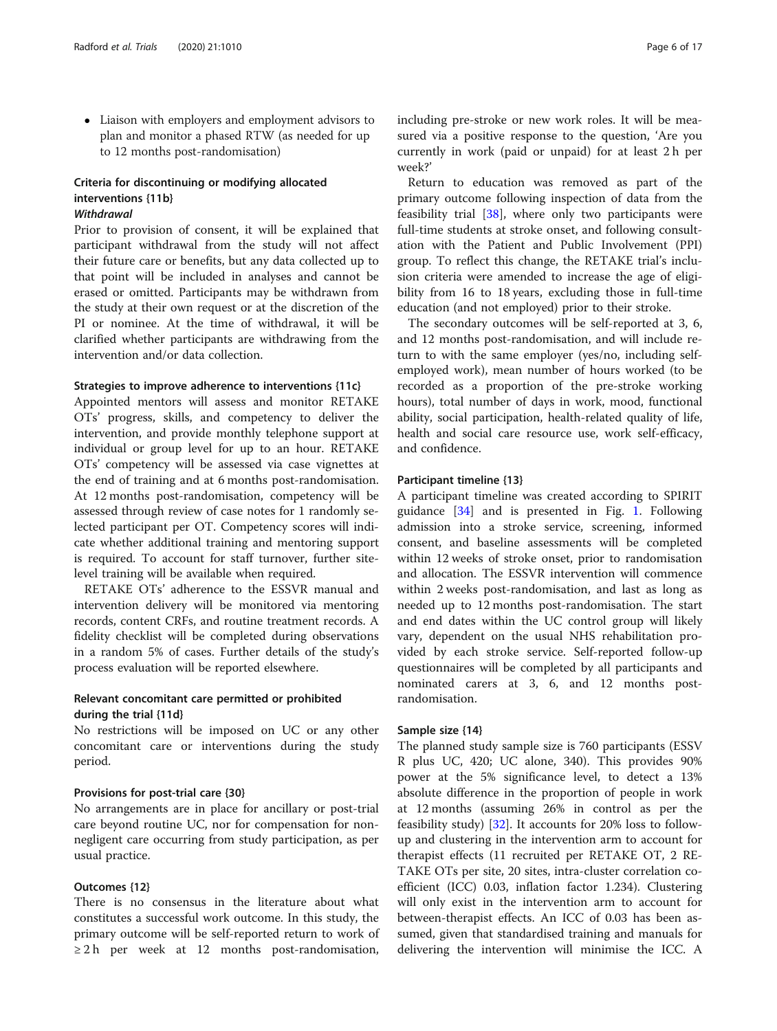- Liaison with employers and employment advisors to plan and monitor a phased RTW (as needed for up to 12 months post-randomisation)

### Criteria for discontinuing or modifying allocated interventions {11b}

#### *Withdrawal*

Prior to provision of consent, it will be explained that participant withdrawal from the study will not affect their future care or benefits, but any data collected up to that point will be included in analyses and cannot be erased or omitted. Participants may be withdrawn from the study at their own request or at the discretion of the PI or nominee. At the time of withdrawal, it will be clarified whether participants are withdrawing from the intervention and/or data collection.

#### Strategies to improve adherence to interventions {11c}

Appointed mentors will assess and monitor RETAKE OTs' progress, skills, and competency to deliver the intervention, and provide monthly telephone support at individual or group level for up to an hour. RETAKE OTs' competency will be assessed via case vignettes at the end of training and at 6 months post-randomisation. At 12 months post-randomisation, competency will be assessed through review of case notes for 1 randomly selected participant per OT. Competency scores will indicate whether additional training and mentoring support is required. To account for staff turnover, further site-level training will be available when required.

RETAKE OTs' adherence to the ESSVR manual and intervention delivery will be monitored via mentoring records, content CRFs, and routine treatment records. A fidelity checklist will be completed during observations in a random 5% of cases. Further details of the study's process evaluation will be reported elsewhere.

### Relevant concomitant care permitted or prohibited during the trial {11d}

No restrictions will be imposed on UC or any other concomitant care or interventions during the study period.

### Provisions for post-trial care {30}

No arrangements are in place for ancillary or post-trial care beyond routine UC, nor for compensation for non-negligent care occurring from study participation, as per usual practice.

### Outcomes {12}

There is no consensus in the literature about what constitutes a successful work outcome. In this study, the primary outcome will be self-reported return to work of ≥ 2 h per week at 12 months post-randomisation, including pre-stroke or new work roles. It will be measured via a positive response to the question, 'Are you currently in work (paid or unpaid) for at least 2 h per week?'

Return to education was removed as part of the primary outcome following inspection of data from the feasibility trial [38], where only two participants were full-time students at stroke onset, and following consultation with the Patient and Public Involvement (PPI) group. To reflect this change, the RETAKE trial's inclusion criteria were amended to increase the age of eligibility from 16 to 18 years, excluding those in full-time education (and not employed) prior to their stroke.

The secondary outcomes will be self-reported at 3, 6, and 12 months post-randomisation, and will include return to with the same employer (yes/no, including self-employed work), mean number of hours worked (to be recorded as a proportion of the pre-stroke working hours), total number of days in work, mood, functional ability, social participation, health-related quality of life, health and social care resource use, work self-efficacy, and confidence.

### Participant timeline {13}

A participant timeline was created according to SPIRIT guidance [34] and is presented in Fig. 1. Following admission into a stroke service, screening, informed consent, and baseline assessments will be completed within 12 weeks of stroke onset, prior to randomisation and allocation. The ESSVR intervention will commence within 2 weeks post-randomisation, and last as long as needed up to 12 months post-randomisation. The start and end dates within the UC control group will likely vary, dependent on the usual NHS rehabilitation provided by each stroke service. Self-reported follow-up questionnaires will be completed by all participants and nominated carers at 3, 6, and 12 months post-randomisation.

### Sample size {14}

The planned study sample size is 760 participants (ESSVR plus UC, 420; UC alone, 340). This provides 90% power at the 5% significance level, to detect a 13% absolute difference in the proportion of people in work at 12 months (assuming 26% in control as per the feasibility study) [32]. It accounts for 20% loss to follow-up and clustering in the intervention arm to account for therapist effects (11 recruited per RETAKE OT, 2 RETAKE OTs per site, 20 sites, intra-cluster correlation coefficient (ICC) 0.03, inflation factor 1.234). Clustering will only exist in the intervention arm to account for between-therapist effects. An ICC of 0.03 has been assumed, given that standardised training and manuals for delivering the intervention will minimise the ICC. A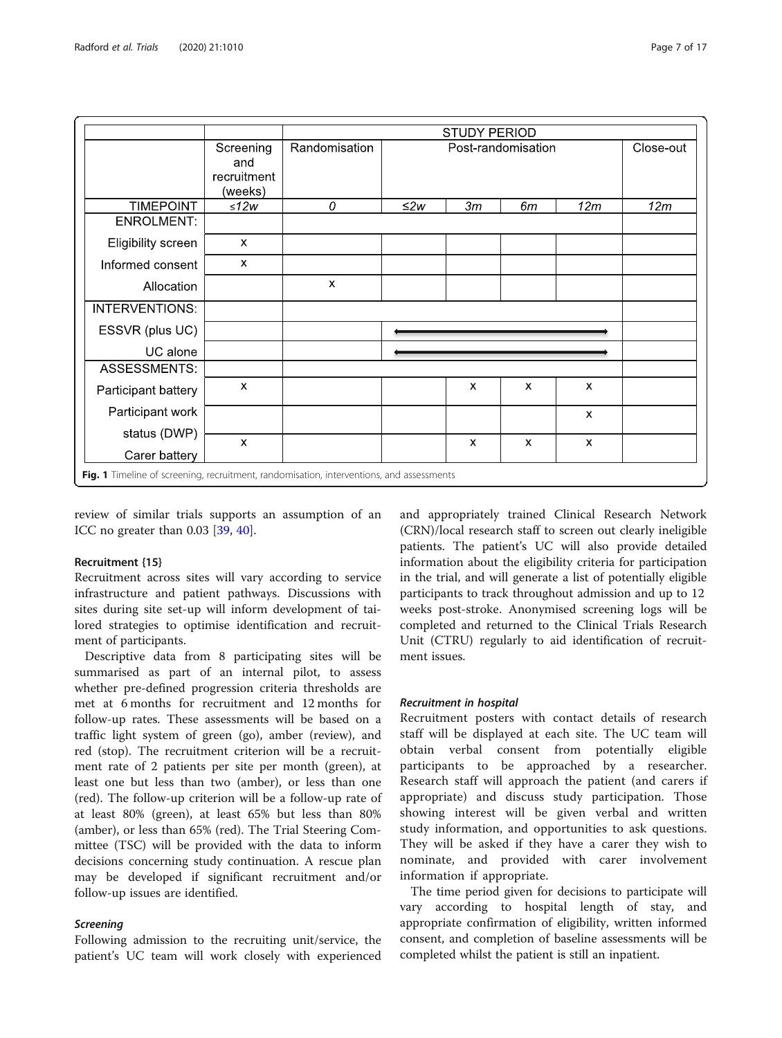| | | STUDY PERIOD | | | | | |
|---|---|---|---|---|---|---|---|
| | Screening and recruitment (weeks) | Randomisation | Post-randomisation | | | | Close-out |
| TIMEPOINT | *≤12w* | *0* | *≤2w* | *3m* | *6m* | *12m* | *12m* |
| ENROLMENT: | | | | | | | |
| Eligibility screen | x | | | | | | |
| Informed consent | x | | | | | | |
| Allocation | | x | | | | | |
| INTERVENTIONS: | | | | | | | |
| ESSVR (plus UC) | | | ←——— | ——— | ——— | ———→ | |
| UC alone | | | ←——— | ——— | ——— | ———→ | |
| ASSESSMENTS: | | | | | | | |
| Participant battery | x | | | x | x | x | |
| Participant work status (DWP) | | | | | | x | |
| Carer battery | x | | | x | x | x | |

**Fig. 1** Timeline of screening, recruitment, randomisation, interventions, and assessments

review of similar trials supports an assumption of an ICC no greater than 0.03 [39, 40].

#### Recruitment {15}

Recruitment across sites will vary according to service infrastructure and patient pathways. Discussions with sites during site set-up will inform development of tailored strategies to optimise identification and recruitment of participants.

Descriptive data from 8 participating sites will be summarised as part of an internal pilot, to assess whether pre-defined progression criteria thresholds are met at 6 months for recruitment and 12 months for follow-up rates. These assessments will be based on a traffic light system of green (go), amber (review), and red (stop). The recruitment criterion will be a recruitment rate of 2 patients per site per month (green), at least one but less than two (amber), or less than one (red). The follow-up criterion will be a follow-up rate of at least 80% (green), at least 65% but less than 80% (amber), or less than 65% (red). The Trial Steering Committee (TSC) will be provided with the data to inform decisions concerning study continuation. A rescue plan may be developed if significant recruitment and/or follow-up issues are identified.

##### *Screening*

Following admission to the recruiting unit/service, the patient's UC team will work closely with experienced and appropriately trained Clinical Research Network (CRN)/local research staff to screen out clearly ineligible patients. The patient's UC will also provide detailed information about the eligibility criteria for participation in the trial, and will generate a list of potentially eligible participants to track throughout admission and up to 12 weeks post-stroke. Anonymised screening logs will be completed and returned to the Clinical Trials Research Unit (CTRU) regularly to aid identification of recruitment issues.

##### *Recruitment in hospital*

Recruitment posters with contact details of research staff will be displayed at each site. The UC team will obtain verbal consent from potentially eligible participants to be approached by a researcher. Research staff will approach the patient (and carers if appropriate) and discuss study participation. Those showing interest will be given verbal and written study information, and opportunities to ask questions. They will be asked if they have a carer they wish to nominate, and provided with carer involvement information if appropriate.

The time period given for decisions to participate will vary according to hospital length of stay, and appropriate confirmation of eligibility, written informed consent, and completion of baseline assessments will be completed whilst the patient is still an inpatient.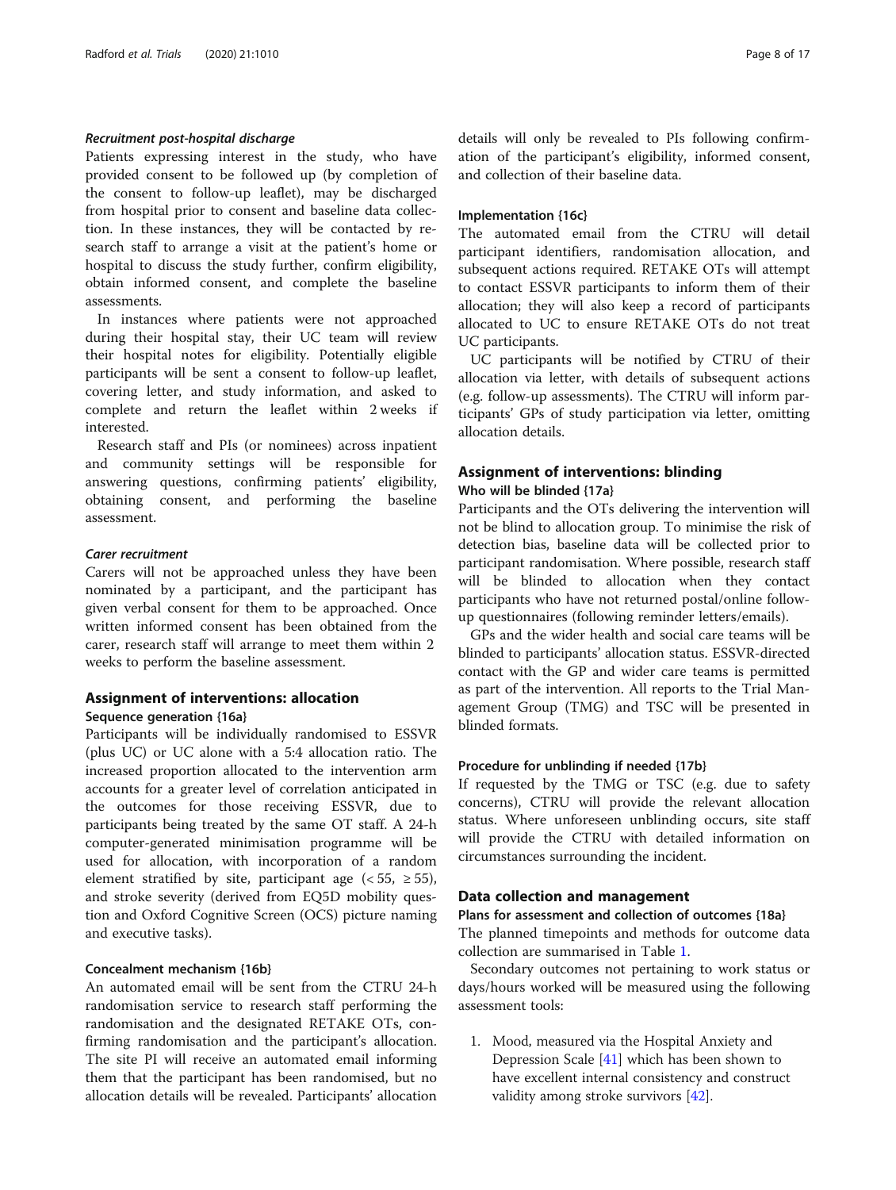#### *Recruitment post-hospital discharge*

Patients expressing interest in the study, who have provided consent to be followed up (by completion of the consent to follow-up leaflet), may be discharged from hospital prior to consent and baseline data collection. In these instances, they will be contacted by research staff to arrange a visit at the patient's home or hospital to discuss the study further, confirm eligibility, obtain informed consent, and complete the baseline assessments.

In instances where patients were not approached during their hospital stay, their UC team will review their hospital notes for eligibility. Potentially eligible participants will be sent a consent to follow-up leaflet, covering letter, and study information, and asked to complete and return the leaflet within 2 weeks if interested.

Research staff and PIs (or nominees) across inpatient and community settings will be responsible for answering questions, confirming patients' eligibility, obtaining consent, and performing the baseline assessment.

#### *Carer recruitment*

Carers will not be approached unless they have been nominated by a participant, and the participant has given verbal consent for them to be approached. Once written informed consent has been obtained from the carer, research staff will arrange to meet them within 2 weeks to perform the baseline assessment.

## Assignment of interventions: allocation

### Sequence generation {16a}

Participants will be individually randomised to ESSVR (plus UC) or UC alone with a 5:4 allocation ratio. The increased proportion allocated to the intervention arm accounts for a greater level of correlation anticipated in the outcomes for those receiving ESSVR, due to participants being treated by the same OT staff. A 24-h computer-generated minimisation programme will be used for allocation, with incorporation of a random element stratified by site, participant age (< 55, ≥ 55), and stroke severity (derived from EQ5D mobility question and Oxford Cognitive Screen (OCS) picture naming and executive tasks).

### Concealment mechanism {16b}

An automated email will be sent from the CTRU 24-h randomisation service to research staff performing the randomisation and the designated RETAKE OTs, confirming randomisation and the participant's allocation. The site PI will receive an automated email informing them that the participant has been randomised, but no allocation details will be revealed. Participants' allocation details will only be revealed to PIs following confirmation of the participant's eligibility, informed consent, and collection of their baseline data.

### Implementation {16c}

The automated email from the CTRU will detail participant identifiers, randomisation allocation, and subsequent actions required. RETAKE OTs will attempt to contact ESSVR participants to inform them of their allocation; they will also keep a record of participants allocated to UC to ensure RETAKE OTs do not treat UC participants.

UC participants will be notified by CTRU of their allocation via letter, with details of subsequent actions (e.g. follow-up assessments). The CTRU will inform participants' GPs of study participation via letter, omitting allocation details.

## Assignment of interventions: blinding

### Who will be blinded {17a}

Participants and the OTs delivering the intervention will not be blind to allocation group. To minimise the risk of detection bias, baseline data will be collected prior to participant randomisation. Where possible, research staff will be blinded to allocation when they contact participants who have not returned postal/online follow-up questionnaires (following reminder letters/emails).

GPs and the wider health and social care teams will be blinded to participants' allocation status. ESSVR-directed contact with the GP and wider care teams is permitted as part of the intervention. All reports to the Trial Management Group (TMG) and TSC will be presented in blinded formats.

### Procedure for unblinding if needed {17b}

If requested by the TMG or TSC (e.g. due to safety concerns), CTRU will provide the relevant allocation status. Where unforeseen unblinding occurs, site staff will provide the CTRU with detailed information on circumstances surrounding the incident.

## Data collection and management

### Plans for assessment and collection of outcomes {18a}

The planned timepoints and methods for outcome data collection are summarised in Table 1.

Secondary outcomes not pertaining to work status or days/hours worked will be measured using the following assessment tools:

1. Mood, measured via the Hospital Anxiety and Depression Scale [41] which has been shown to have excellent internal consistency and construct validity among stroke survivors [42].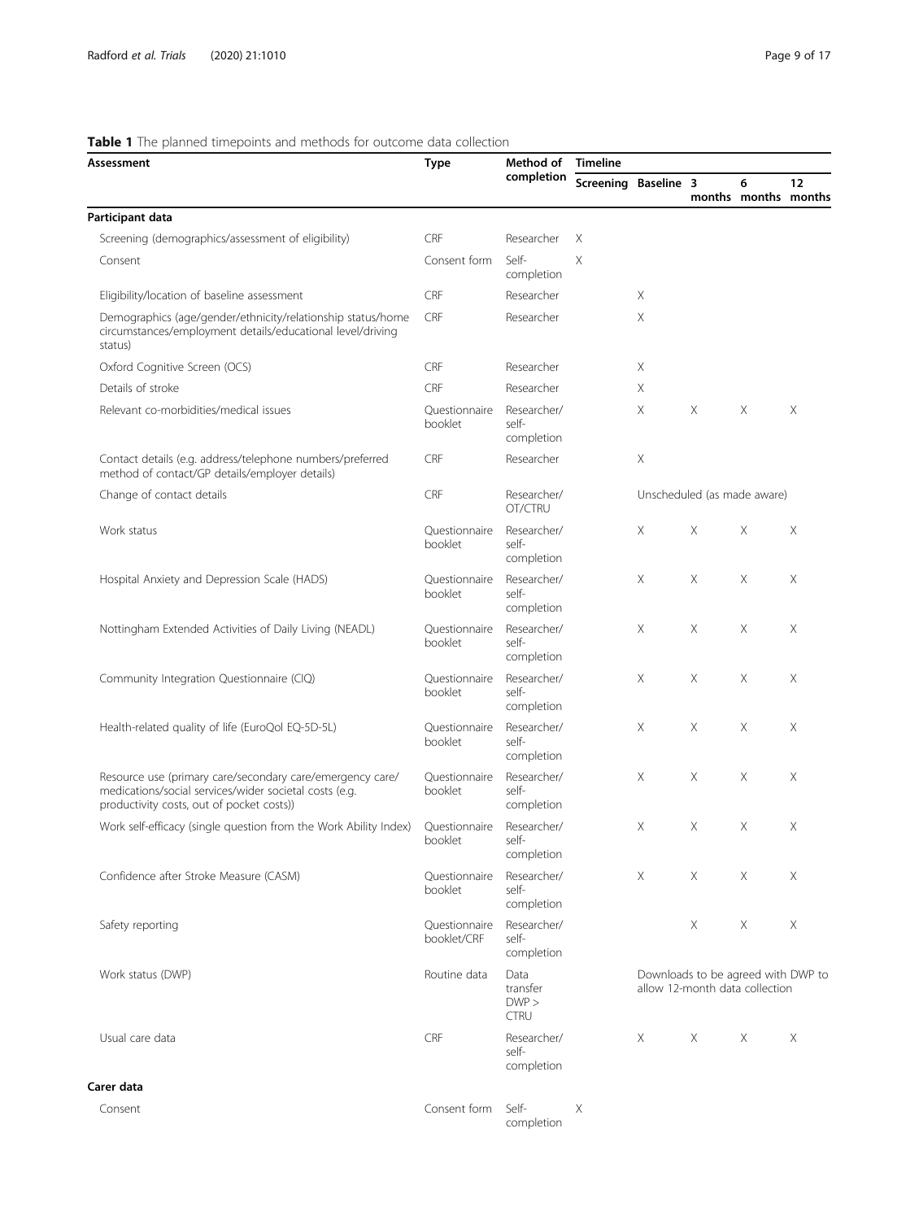**Table 1** The planned timepoints and methods for outcome data collection

| Assessment | Type | Method of completion | Timeline | | | | |
|---|---|---|---|---|---|---|---|
| | | | Screening | Baseline | 3 months | 6 months | 12 months |
| **Participant data** | | | | | | | |
| Screening (demographics/assessment of eligibility) | CRF | Researcher | X | | | | |
| Consent | Consent form | Self-completion | X | | | | |
| Eligibility/location of baseline assessment | CRF | Researcher | | X | | | |
| Demographics (age/gender/ethnicity/relationship status/home circumstances/employment details/educational level/driving status) | CRF | Researcher | | X | | | |
| Oxford Cognitive Screen (OCS) | CRF | Researcher | | X | | | |
| Details of stroke | CRF | Researcher | | X | | | |
| Relevant co-morbidities/medical issues | Questionnaire booklet | Researcher/self-completion | | X | X | X | X |
| Contact details (e.g. address/telephone numbers/preferred method of contact/GP details/employer details) | CRF | Researcher | | X | | | |
| Change of contact details | CRF | Researcher/OT/CTRU | | Unscheduled (as made aware) | | | |
| Work status | Questionnaire booklet | Researcher/self-completion | | X | X | X | X |
| Hospital Anxiety and Depression Scale (HADS) | Questionnaire booklet | Researcher/self-completion | | X | X | X | X |
| Nottingham Extended Activities of Daily Living (NEADL) | Questionnaire booklet | Researcher/self-completion | | X | X | X | X |
| Community Integration Questionnaire (CIQ) | Questionnaire booklet | Researcher/self-completion | | X | X | X | X |
| Health-related quality of life (EuroQol EQ-5D-5L) | Questionnaire booklet | Researcher/self-completion | | X | X | X | X |
| Resource use (primary care/secondary care/emergency care/medications/social services/wider societal costs (e.g. productivity costs, out of pocket costs)) | Questionnaire booklet | Researcher/self-completion | | X | X | X | X |
| Work self-efficacy (single question from the Work Ability Index) | Questionnaire booklet | Researcher/self-completion | | X | X | X | X |
| Confidence after Stroke Measure (CASM) | Questionnaire booklet | Researcher/self-completion | | X | X | X | X |
| Safety reporting | Questionnaire booklet/CRF | Researcher/self-completion | | | X | X | X |
| Work status (DWP) | Routine data | Data transfer DWP > CTRU | | Downloads to be agreed with DWP to allow 12-month data collection | | | |
| Usual care data | CRF | Researcher/self-completion | | X | X | X | X |
| **Carer data** | | | | | | | |
| Consent | Consent form | Self-completion | X | | | | |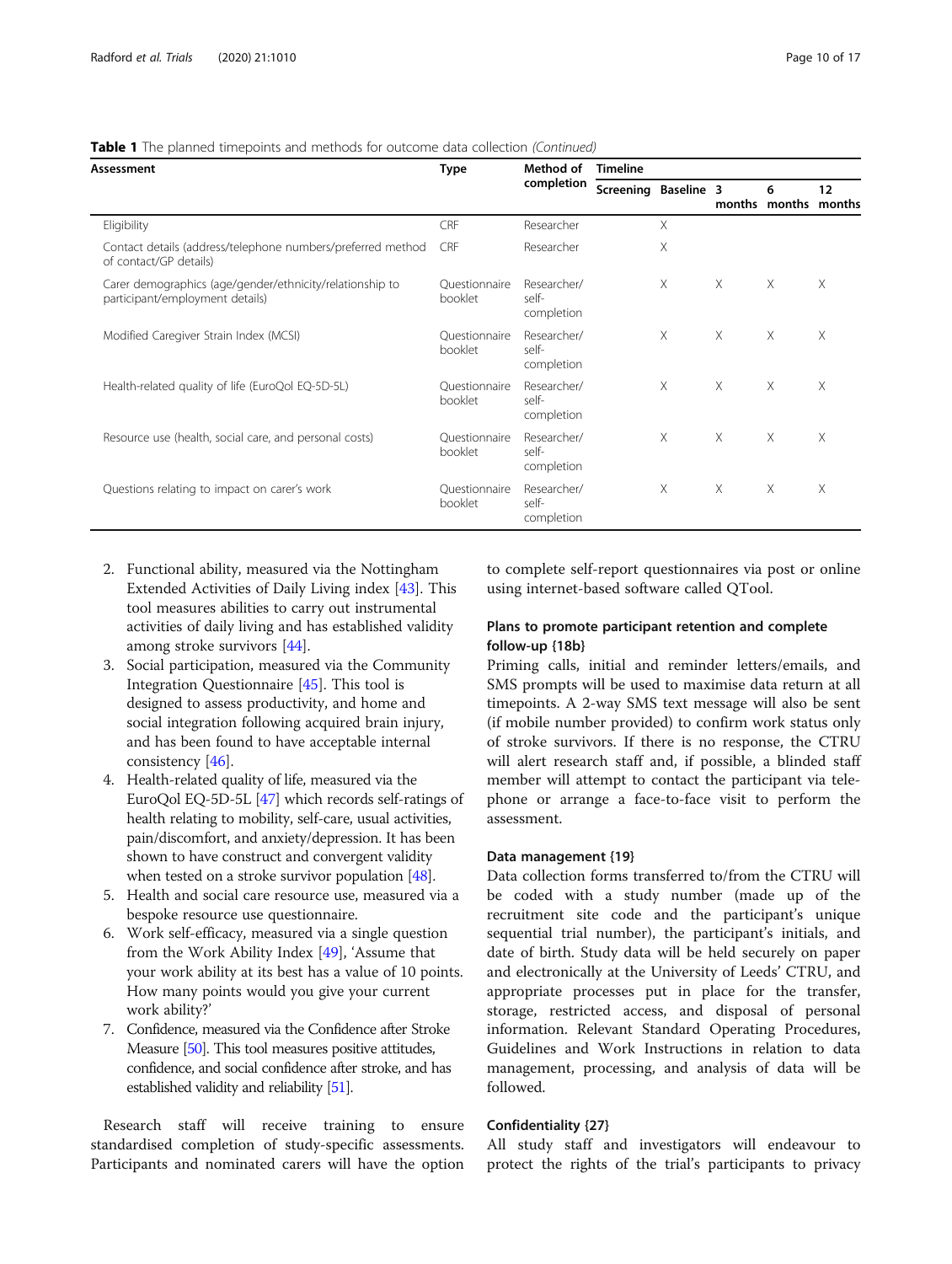**Table 1** The planned timepoints and methods for outcome data collection *(Continued)*

| Assessment | Type | Method of completion | Timeline | | | | |
|---|---|---|---|---|---|---|---|
| | | | Screening | Baseline | 3 months | 6 months | 12 months |
| Eligibility | CRF | Researcher | | X | | | |
| Contact details (address/telephone numbers/preferred method of contact/GP details) | CRF | Researcher | | X | | | |
| Carer demographics (age/gender/ethnicity/relationship to participant/employment details) | Questionnaire booklet | Researcher/ self-completion | | X | X | X | X |
| Modified Caregiver Strain Index (MCSI) | Questionnaire booklet | Researcher/ self-completion | | X | X | X | X |
| Health-related quality of life (EuroQol EQ-5D-5L) | Questionnaire booklet | Researcher/ self-completion | | X | X | X | X |
| Resource use (health, social care, and personal costs) | Questionnaire booklet | Researcher/ self-completion | | X | X | X | X |
| Questions relating to impact on carer's work | Questionnaire booklet | Researcher/ self-completion | | X | X | X | X |

2. Functional ability, measured via the Nottingham Extended Activities of Daily Living index [43]. This tool measures abilities to carry out instrumental activities of daily living and has established validity among stroke survivors [44].
3. Social participation, measured via the Community Integration Questionnaire [45]. This tool is designed to assess productivity, and home and social integration following acquired brain injury, and has been found to have acceptable internal consistency [46].
4. Health-related quality of life, measured via the EuroQol EQ-5D-5L [47] which records self-ratings of health relating to mobility, self-care, usual activities, pain/discomfort, and anxiety/depression. It has been shown to have construct and convergent validity when tested on a stroke survivor population [48].
5. Health and social care resource use, measured via a bespoke resource use questionnaire.
6. Work self-efficacy, measured via a single question from the Work Ability Index [49], 'Assume that your work ability at its best has a value of 10 points. How many points would you give your current work ability?'
7. Confidence, measured via the Confidence after Stroke Measure [50]. This tool measures positive attitudes, confidence, and social confidence after stroke, and has established validity and reliability [51].

Research staff will receive training to ensure standardised completion of study-specific assessments. Participants and nominated carers will have the option to complete self-report questionnaires via post or online using internet-based software called QTool.

### Plans to promote participant retention and complete follow-up {18b}

Priming calls, initial and reminder letters/emails, and SMS prompts will be used to maximise data return at all timepoints. A 2-way SMS text message will also be sent (if mobile number provided) to confirm work status only of stroke survivors. If there is no response, the CTRU will alert research staff and, if possible, a blinded staff member will attempt to contact the participant via telephone or arrange a face-to-face visit to perform the assessment.

### Data management {19}

Data collection forms transferred to/from the CTRU will be coded with a study number (made up of the recruitment site code and the participant's unique sequential trial number), the participant's initials, and date of birth. Study data will be held securely on paper and electronically at the University of Leeds' CTRU, and appropriate processes put in place for the transfer, storage, restricted access, and disposal of personal information. Relevant Standard Operating Procedures, Guidelines and Work Instructions in relation to data management, processing, and analysis of data will be followed.

### Confidentiality {27}

All study staff and investigators will endeavour to protect the rights of the trial's participants to privacy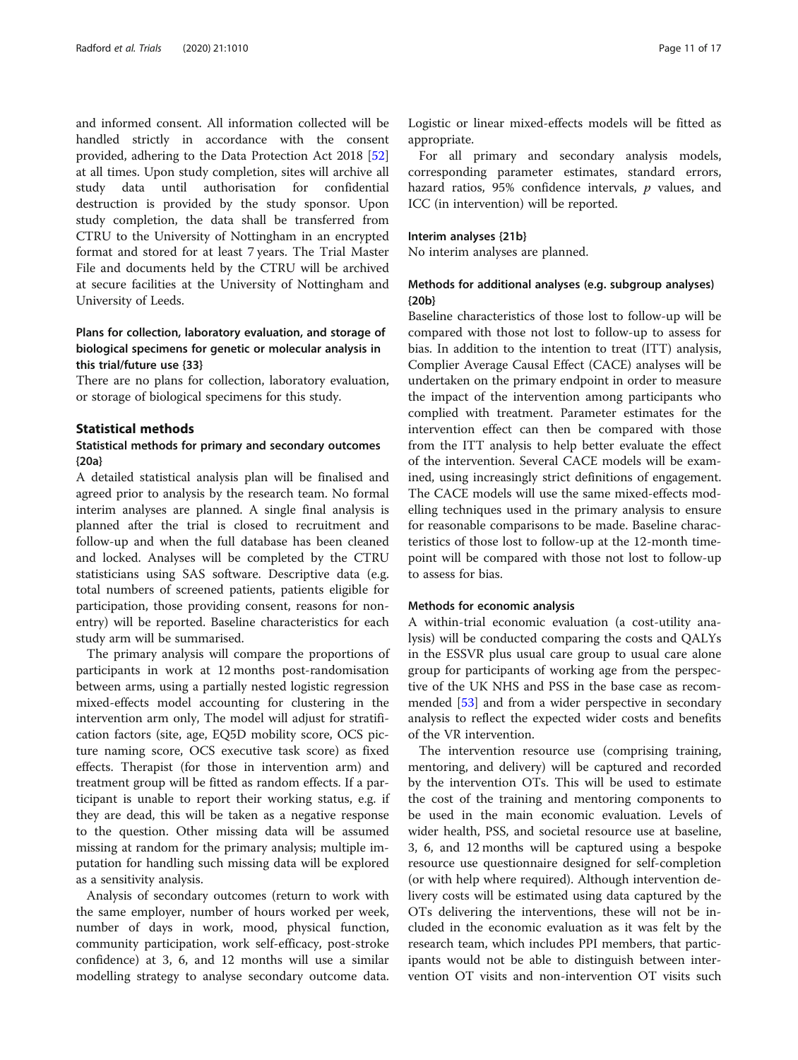and informed consent. All information collected will be handled strictly in accordance with the consent provided, adhering to the Data Protection Act 2018 [52] at all times. Upon study completion, sites will archive all study data until authorisation for confidential destruction is provided by the study sponsor. Upon study completion, the data shall be transferred from CTRU to the University of Nottingham in an encrypted format and stored for at least 7 years. The Trial Master File and documents held by the CTRU will be archived at secure facilities at the University of Nottingham and University of Leeds.

### Plans for collection, laboratory evaluation, and storage of biological specimens for genetic or molecular analysis in this trial/future use {33}

There are no plans for collection, laboratory evaluation, or storage of biological specimens for this study.

## Statistical methods

### Statistical methods for primary and secondary outcomes {20a}

A detailed statistical analysis plan will be finalised and agreed prior to analysis by the research team. No formal interim analyses are planned. A single final analysis is planned after the trial is closed to recruitment and follow-up and when the full database has been cleaned and locked. Analyses will be completed by the CTRU statisticians using SAS software. Descriptive data (e.g. total numbers of screened patients, patients eligible for participation, those providing consent, reasons for non-entry) will be reported. Baseline characteristics for each study arm will be summarised.

The primary analysis will compare the proportions of participants in work at 12 months post-randomisation between arms, using a partially nested logistic regression mixed-effects model accounting for clustering in the intervention arm only, The model will adjust for stratification factors (site, age, EQ5D mobility score, OCS picture naming score, OCS executive task score) as fixed effects. Therapist (for those in intervention arm) and treatment group will be fitted as random effects. If a participant is unable to report their working status, e.g. if they are dead, this will be taken as a negative response to the question. Other missing data will be assumed missing at random for the primary analysis; multiple imputation for handling such missing data will be explored as a sensitivity analysis.

Analysis of secondary outcomes (return to work with the same employer, number of hours worked per week, number of days in work, mood, physical function, community participation, work self-efficacy, post-stroke confidence) at 3, 6, and 12 months will use a similar modelling strategy to analyse secondary outcome data. Logistic or linear mixed-effects models will be fitted as appropriate.

For all primary and secondary analysis models, corresponding parameter estimates, standard errors, hazard ratios, 95% confidence intervals, *p* values, and ICC (in intervention) will be reported.

### Interim analyses {21b}

No interim analyses are planned.

### Methods for additional analyses (e.g. subgroup analyses) {20b}

Baseline characteristics of those lost to follow-up will be compared with those not lost to follow-up to assess for bias. In addition to the intention to treat (ITT) analysis, Complier Average Causal Effect (CACE) analyses will be undertaken on the primary endpoint in order to measure the impact of the intervention among participants who complied with treatment. Parameter estimates for the intervention effect can then be compared with those from the ITT analysis to help better evaluate the effect of the intervention. Several CACE models will be examined, using increasingly strict definitions of engagement. The CACE models will use the same mixed-effects modelling techniques used in the primary analysis to ensure for reasonable comparisons to be made. Baseline characteristics of those lost to follow-up at the 12-month timepoint will be compared with those not lost to follow-up to assess for bias.

### Methods for economic analysis

A within-trial economic evaluation (a cost-utility analysis) will be conducted comparing the costs and QALYs in the ESSVR plus usual care group to usual care alone group for participants of working age from the perspective of the UK NHS and PSS in the base case as recommended [53] and from a wider perspective in secondary analysis to reflect the expected wider costs and benefits of the VR intervention.

The intervention resource use (comprising training, mentoring, and delivery) will be captured and recorded by the intervention OTs. This will be used to estimate the cost of the training and mentoring components to be used in the main economic evaluation. Levels of wider health, PSS, and societal resource use at baseline, 3, 6, and 12 months will be captured using a bespoke resource use questionnaire designed for self-completion (or with help where required). Although intervention delivery costs will be estimated using data captured by the OTs delivering the interventions, these will not be included in the economic evaluation as it was felt by the research team, which includes PPI members, that participants would not be able to distinguish between intervention OT visits and non-intervention OT visits such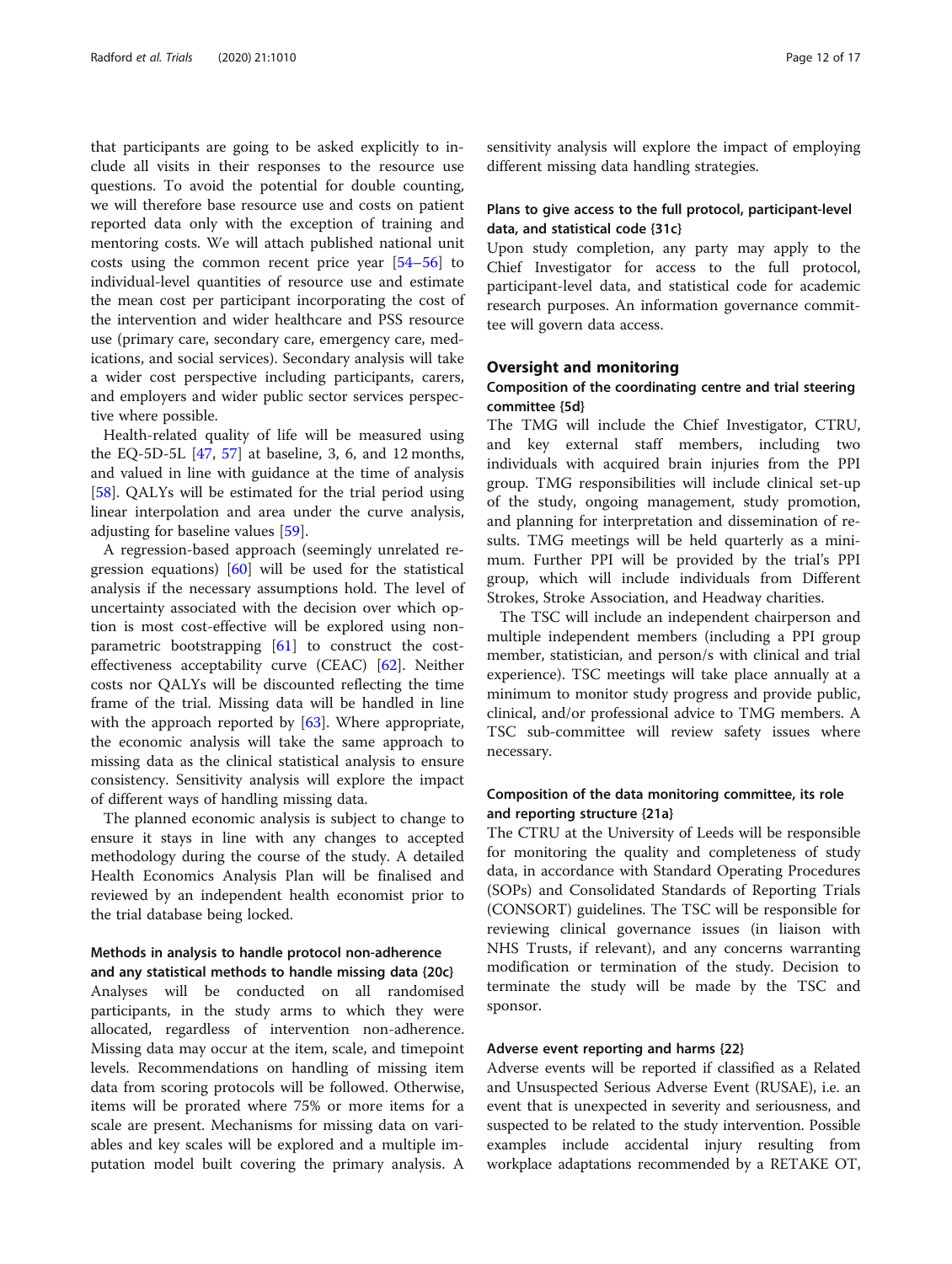that participants are going to be asked explicitly to include all visits in their responses to the resource use questions. To avoid the potential for double counting, we will therefore base resource use and costs on patient reported data only with the exception of training and mentoring costs. We will attach published national unit costs using the common recent price year [54–56] to individual-level quantities of resource use and estimate the mean cost per participant incorporating the cost of the intervention and wider healthcare and PSS resource use (primary care, secondary care, emergency care, medications, and social services). Secondary analysis will take a wider cost perspective including participants, carers, and employers and wider public sector services perspective where possible.

Health-related quality of life will be measured using the EQ-5D-5L [47, 57] at baseline, 3, 6, and 12 months, and valued in line with guidance at the time of analysis [58]. QALYs will be estimated for the trial period using linear interpolation and area under the curve analysis, adjusting for baseline values [59].

A regression-based approach (seemingly unrelated regression equations) [60] will be used for the statistical analysis if the necessary assumptions hold. The level of uncertainty associated with the decision over which option is most cost-effective will be explored using non-parametric bootstrapping [61] to construct the cost-effectiveness acceptability curve (CEAC) [62]. Neither costs nor QALYs will be discounted reflecting the time frame of the trial. Missing data will be handled in line with the approach reported by [63]. Where appropriate, the economic analysis will take the same approach to missing data as the clinical statistical analysis to ensure consistency. Sensitivity analysis will explore the impact of different ways of handling missing data.

The planned economic analysis is subject to change to ensure it stays in line with any changes to accepted methodology during the course of the study. A detailed Health Economics Analysis Plan will be finalised and reviewed by an independent health economist prior to the trial database being locked.

### Methods in analysis to handle protocol non-adherence and any statistical methods to handle missing data {20c}

Analyses will be conducted on all randomised participants, in the study arms to which they were allocated, regardless of intervention non-adherence. Missing data may occur at the item, scale, and timepoint levels. Recommendations on handling of missing item data from scoring protocols will be followed. Otherwise, items will be prorated where 75% or more items for a scale are present. Mechanisms for missing data on variables and key scales will be explored and a multiple imputation model built covering the primary analysis. A sensitivity analysis will explore the impact of employing different missing data handling strategies.

### Plans to give access to the full protocol, participant-level data, and statistical code {31c}

Upon study completion, any party may apply to the Chief Investigator for access to the full protocol, participant-level data, and statistical code for academic research purposes. An information governance committee will govern data access.

## Oversight and monitoring

### Composition of the coordinating centre and trial steering committee {5d}

The TMG will include the Chief Investigator, CTRU, and key external staff members, including two individuals with acquired brain injuries from the PPI group. TMG responsibilities will include clinical set-up of the study, ongoing management, study promotion, and planning for interpretation and dissemination of results. TMG meetings will be held quarterly as a minimum. Further PPI will be provided by the trial's PPI group, which will include individuals from Different Strokes, Stroke Association, and Headway charities.

The TSC will include an independent chairperson and multiple independent members (including a PPI group member, statistician, and person/s with clinical and trial experience). TSC meetings will take place annually at a minimum to monitor study progress and provide public, clinical, and/or professional advice to TMG members. A TSC sub-committee will review safety issues where necessary.

### Composition of the data monitoring committee, its role and reporting structure {21a}

The CTRU at the University of Leeds will be responsible for monitoring the quality and completeness of study data, in accordance with Standard Operating Procedures (SOPs) and Consolidated Standards of Reporting Trials (CONSORT) guidelines. The TSC will be responsible for reviewing clinical governance issues (in liaison with NHS Trusts, if relevant), and any concerns warranting modification or termination of the study. Decision to terminate the study will be made by the TSC and sponsor.

### Adverse event reporting and harms {22}

Adverse events will be reported if classified as a Related and Unsuspected Serious Adverse Event (RUSAE), i.e. an event that is unexpected in severity and seriousness, and suspected to be related to the study intervention. Possible examples include accidental injury resulting from workplace adaptations recommended by a RETAKE OT,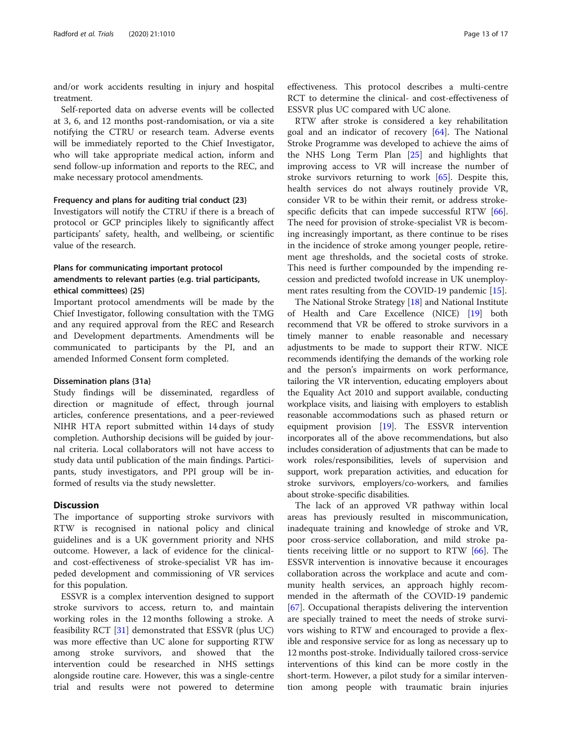and/or work accidents resulting in injury and hospital treatment.

Self-reported data on adverse events will be collected at 3, 6, and 12 months post-randomisation, or via a site notifying the CTRU or research team. Adverse events will be immediately reported to the Chief Investigator, who will take appropriate medical action, inform and send follow-up information and reports to the REC, and make necessary protocol amendments.

#### Frequency and plans for auditing trial conduct {23}

Investigators will notify the CTRU if there is a breach of protocol or GCP principles likely to significantly affect participants' safety, health, and wellbeing, or scientific value of the research.

#### Plans for communicating important protocol amendments to relevant parties (e.g. trial participants, ethical committees) {25}

Important protocol amendments will be made by the Chief Investigator, following consultation with the TMG and any required approval from the REC and Research and Development departments. Amendments will be communicated to participants by the PI, and an amended Informed Consent form completed.

#### Dissemination plans {31a}

Study findings will be disseminated, regardless of direction or magnitude of effect, through journal articles, conference presentations, and a peer-reviewed NIHR HTA report submitted within 14 days of study completion. Authorship decisions will be guided by journal criteria. Local collaborators will not have access to study data until publication of the main findings. Participants, study investigators, and PPI group will be informed of results via the study newsletter.

## Discussion

The importance of supporting stroke survivors with RTW is recognised in national policy and clinical guidelines and is a UK government priority and NHS outcome. However, a lack of evidence for the clinical- and cost-effectiveness of stroke-specialist VR has impeded development and commissioning of VR services for this population.

ESSVR is a complex intervention designed to support stroke survivors to access, return to, and maintain working roles in the 12 months following a stroke. A feasibility RCT [31] demonstrated that ESSVR (plus UC) was more effective than UC alone for supporting RTW among stroke survivors, and showed that the intervention could be researched in NHS settings alongside routine care. However, this was a single-centre trial and results were not powered to determine effectiveness. This protocol describes a multi-centre RCT to determine the clinical- and cost-effectiveness of ESSVR plus UC compared with UC alone.

RTW after stroke is considered a key rehabilitation goal and an indicator of recovery [64]. The National Stroke Programme was developed to achieve the aims of the NHS Long Term Plan [25] and highlights that improving access to VR will increase the number of stroke survivors returning to work [65]. Despite this, health services do not always routinely provide VR, consider VR to be within their remit, or address stroke-specific deficits that can impede successful RTW [66]. The need for provision of stroke-specialist VR is becoming increasingly important, as there continue to be rises in the incidence of stroke among younger people, retirement age thresholds, and the societal costs of stroke. This need is further compounded by the impending recession and predicted twofold increase in UK unemployment rates resulting from the COVID-19 pandemic [15].

The National Stroke Strategy [18] and National Institute of Health and Care Excellence (NICE) [19] both recommend that VR be offered to stroke survivors in a timely manner to enable reasonable and necessary adjustments to be made to support their RTW. NICE recommends identifying the demands of the working role and the person's impairments on work performance, tailoring the VR intervention, educating employers about the Equality Act 2010 and support available, conducting workplace visits, and liaising with employers to establish reasonable accommodations such as phased return or equipment provision [19]. The ESSVR intervention incorporates all of the above recommendations, but also includes consideration of adjustments that can be made to work roles/responsibilities, levels of supervision and support, work preparation activities, and education for stroke survivors, employers/co-workers, and families about stroke-specific disabilities.

The lack of an approved VR pathway within local areas has previously resulted in miscommunication, inadequate training and knowledge of stroke and VR, poor cross-service collaboration, and mild stroke patients receiving little or no support to RTW [66]. The ESSVR intervention is innovative because it encourages collaboration across the workplace and acute and community health services, an approach highly recommended in the aftermath of the COVID-19 pandemic [67]. Occupational therapists delivering the intervention are specially trained to meet the needs of stroke survivors wishing to RTW and encouraged to provide a flexible and responsive service for as long as necessary up to 12 months post-stroke. Individually tailored cross-service interventions of this kind can be more costly in the short-term. However, a pilot study for a similar intervention among people with traumatic brain injuries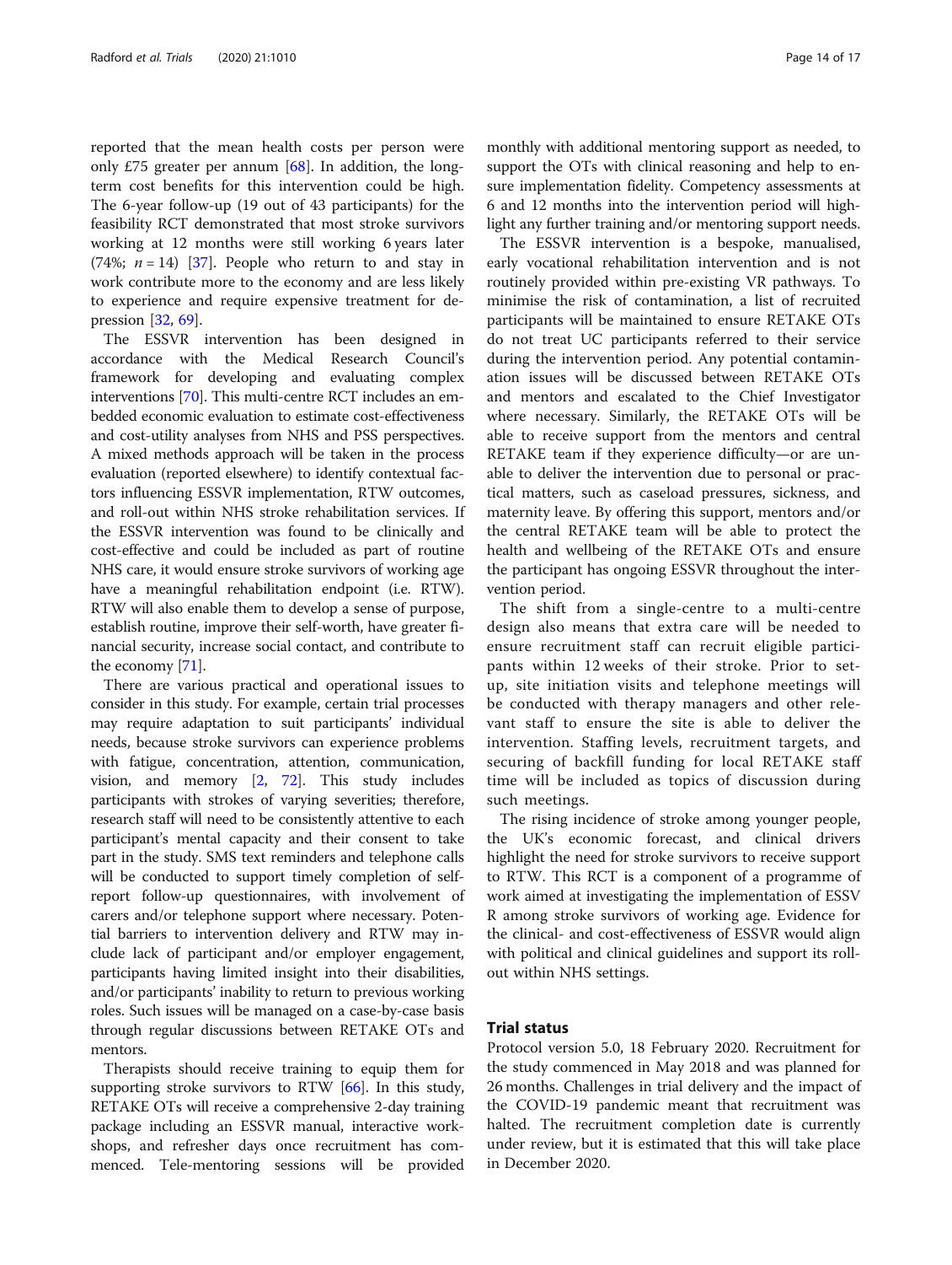reported that the mean health costs per person were only £75 greater per annum [68]. In addition, the long-term cost benefits for this intervention could be high. The 6-year follow-up (19 out of 43 participants) for the feasibility RCT demonstrated that most stroke survivors working at 12 months were still working 6 years later (74%; $n = 14$) [37]. People who return to and stay in work contribute more to the economy and are less likely to experience and require expensive treatment for depression [32, 69].

The ESSVR intervention has been designed in accordance with the Medical Research Council's framework for developing and evaluating complex interventions [70]. This multi-centre RCT includes an embedded economic evaluation to estimate cost-effectiveness and cost-utility analyses from NHS and PSS perspectives. A mixed methods approach will be taken in the process evaluation (reported elsewhere) to identify contextual factors influencing ESSVR implementation, RTW outcomes, and roll-out within NHS stroke rehabilitation services. If the ESSVR intervention was found to be clinically and cost-effective and could be included as part of routine NHS care, it would ensure stroke survivors of working age have a meaningful rehabilitation endpoint (i.e. RTW). RTW will also enable them to develop a sense of purpose, establish routine, improve their self-worth, have greater financial security, increase social contact, and contribute to the economy [71].

There are various practical and operational issues to consider in this study. For example, certain trial processes may require adaptation to suit participants' individual needs, because stroke survivors can experience problems with fatigue, concentration, attention, communication, vision, and memory [2, 72]. This study includes participants with strokes of varying severities; therefore, research staff will need to be consistently attentive to each participant's mental capacity and their consent to take part in the study. SMS text reminders and telephone calls will be conducted to support timely completion of self-report follow-up questionnaires, with involvement of carers and/or telephone support where necessary. Potential barriers to intervention delivery and RTW may include lack of participant and/or employer engagement, participants having limited insight into their disabilities, and/or participants' inability to return to previous working roles. Such issues will be managed on a case-by-case basis through regular discussions between RETAKE OTs and mentors.

Therapists should receive training to equip them for supporting stroke survivors to RTW [66]. In this study, RETAKE OTs will receive a comprehensive 2-day training package including an ESSVR manual, interactive workshops, and refresher days once recruitment has commenced. Tele-mentoring sessions will be provided monthly with additional mentoring support as needed, to support the OTs with clinical reasoning and help to ensure implementation fidelity. Competency assessments at 6 and 12 months into the intervention period will highlight any further training and/or mentoring support needs.

The ESSVR intervention is a bespoke, manualised, early vocational rehabilitation intervention and is not routinely provided within pre-existing VR pathways. To minimise the risk of contamination, a list of recruited participants will be maintained to ensure RETAKE OTs do not treat UC participants referred to their service during the intervention period. Any potential contamination issues will be discussed between RETAKE OTs and mentors and escalated to the Chief Investigator where necessary. Similarly, the RETAKE OTs will be able to receive support from the mentors and central RETAKE team if they experience difficulty—or are unable to deliver the intervention due to personal or practical matters, such as caseload pressures, sickness, and maternity leave. By offering this support, mentors and/or the central RETAKE team will be able to protect the health and wellbeing of the RETAKE OTs and ensure the participant has ongoing ESSVR throughout the intervention period.

The shift from a single-centre to a multi-centre design also means that extra care will be needed to ensure recruitment staff can recruit eligible participants within 12 weeks of their stroke. Prior to set-up, site initiation visits and telephone meetings will be conducted with therapy managers and other relevant staff to ensure the site is able to deliver the intervention. Staffing levels, recruitment targets, and securing of backfill funding for local RETAKE staff time will be included as topics of discussion during such meetings.

The rising incidence of stroke among younger people, the UK's economic forecast, and clinical drivers highlight the need for stroke survivors to receive support to RTW. This RCT is a component of a programme of work aimed at investigating the implementation of ESSVR among stroke survivors of working age. Evidence for the clinical- and cost-effectiveness of ESSVR would align with political and clinical guidelines and support its roll-out within NHS settings.

## Trial status

Protocol version 5.0, 18 February 2020. Recruitment for the study commenced in May 2018 and was planned for 26 months. Challenges in trial delivery and the impact of the COVID-19 pandemic meant that recruitment was halted. The recruitment completion date is currently under review, but it is estimated that this will take place in December 2020.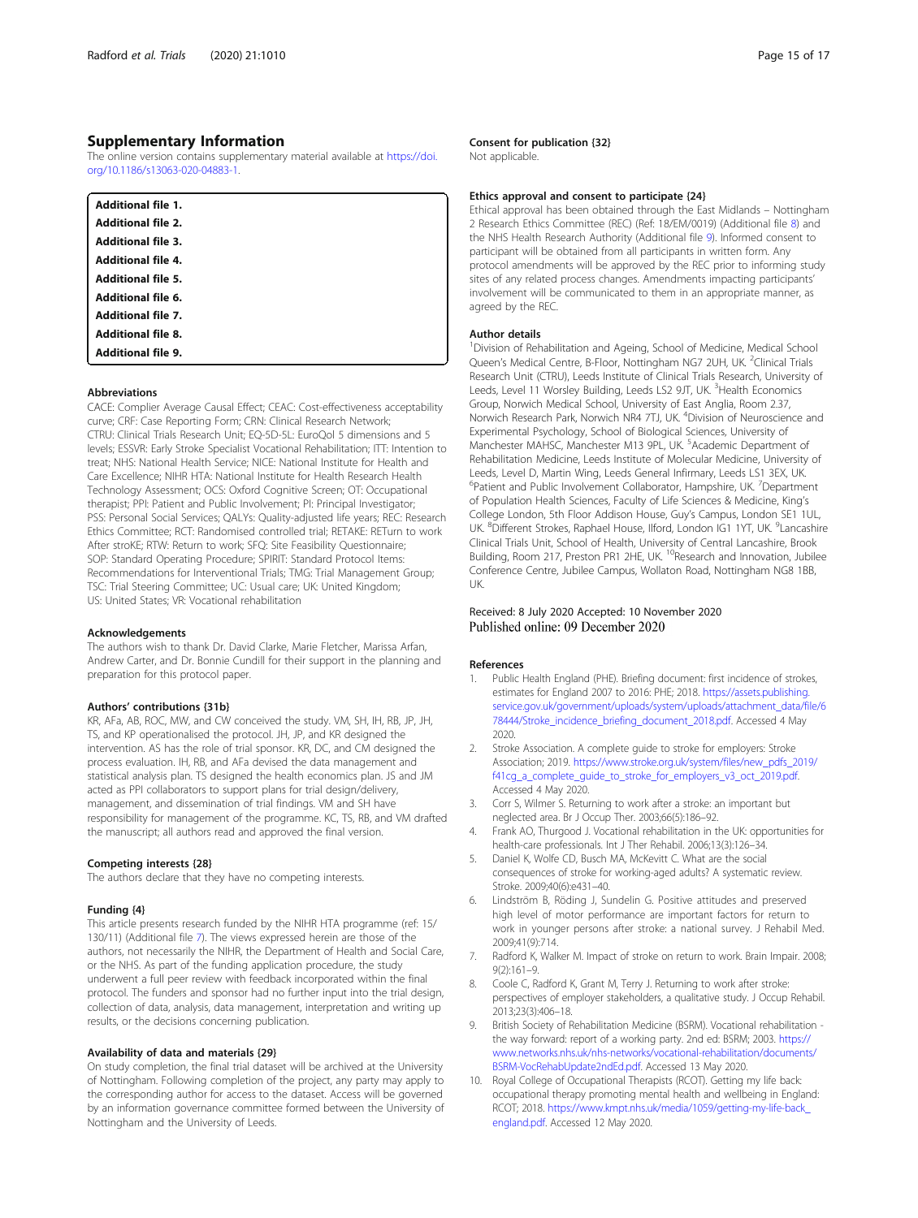## Supplementary Information

The online version contains supplementary material available at https://doi.org/10.1186/s13063-020-04883-1.

**Additional file 1.**
**Additional file 2.**
**Additional file 3.**
**Additional file 4.**
**Additional file 5.**
**Additional file 6.**
**Additional file 7.**
**Additional file 8.**
**Additional file 9.**

### Abbreviations

CACE: Complier Average Causal Effect; CEAC: Cost-effectiveness acceptability curve; CRF: Case Reporting Form; CRN: Clinical Research Network; CTRU: Clinical Trials Research Unit; EQ-5D-5L: EuroQol 5 dimensions and 5 levels; ESSVR: Early Stroke Specialist Vocational Rehabilitation; ITT: Intention to treat; NHS: National Health Service; NICE: National Institute for Health and Care Excellence; NIHR HTA: National Institute for Health Research Health Technology Assessment; OCS: Oxford Cognitive Screen; OT: Occupational therapist; PPI: Patient and Public Involvement; PI: Principal Investigator; PSS: Personal Social Services; QALYs: Quality-adjusted life years; REC: Research Ethics Committee; RCT: Randomised controlled trial; RETAKE: RETurn to work After stroKE; RTW: Return to work; SFQ: Site Feasibility Questionnaire; SOP: Standard Operating Procedure; SPIRIT: Standard Protocol Items: Recommendations for Interventional Trials; TMG: Trial Management Group; TSC: Trial Steering Committee; UC: Usual care; UK: United Kingdom; US: United States; VR: Vocational rehabilitation

### Acknowledgements

The authors wish to thank Dr. David Clarke, Marie Fletcher, Marissa Arfan, Andrew Carter, and Dr. Bonnie Cundill for their support in the planning and preparation for this protocol paper.

### Authors' contributions {31b}

KR, AFa, AB, ROC, MW, and CW conceived the study. VM, SH, IH, RB, JP, JH, TS, and KP operationalised the protocol. JH, JP, and KR designed the intervention. AS has the role of trial sponsor. KR, DC, and CM designed the process evaluation. IH, RB, and AFa devised the data management and statistical analysis plan. TS designed the health economics plan. JS and JM acted as PPI collaborators to support plans for trial design/delivery, management, and dissemination of trial findings. VM and SH have responsibility for management of the programme. KC, TS, RB, and VM drafted the manuscript; all authors read and approved the final version.

### Competing interests {28}

The authors declare that they have no competing interests.

### Funding {4}

This article presents research funded by the NIHR HTA programme (ref: 15/130/11) (Additional file 7). The views expressed herein are those of the authors, not necessarily the NIHR, the Department of Health and Social Care, or the NHS. As part of the funding application procedure, the study underwent a full peer review with feedback incorporated within the final protocol. The funders and sponsor had no further input into the trial design, collection of data, analysis, data management, interpretation and writing up results, or the decisions concerning publication.

### Availability of data and materials {29}

On study completion, the final trial dataset will be archived at the University of Nottingham. Following completion of the project, any party may apply to the corresponding author for access to the dataset. Access will be governed by an information governance committee formed between the University of Nottingham and the University of Leeds.

### Consent for publication {32}

Not applicable.

### Ethics approval and consent to participate {24}

Ethical approval has been obtained through the East Midlands – Nottingham 2 Research Ethics Committee (REC) (Ref: 18/EM/0019) (Additional file 8) and the NHS Health Research Authority (Additional file 9). Informed consent to participant will be obtained from all participants in written form. Any protocol amendments will be approved by the REC prior to informing study sites of any related process changes. Amendments impacting participants' involvement will be communicated to them in an appropriate manner, as agreed by the REC.

### Author details

[1]Division of Rehabilitation and Ageing, School of Medicine, Medical School Queen's Medical Centre, B-Floor, Nottingham NG7 2UH, UK. [2]Clinical Trials Research Unit (CTRU), Leeds Institute of Clinical Trials Research, University of Leeds, Level 11 Worsley Building, Leeds LS2 9JT, UK. [3]Health Economics Group, Norwich Medical School, University of East Anglia, Room 2.37, Norwich Research Park, Norwich NR4 7TJ, UK. [4]Division of Neuroscience and Experimental Psychology, School of Biological Sciences, University of Manchester MAHSC, Manchester M13 9PL, UK. [5]Academic Department of Rehabilitation Medicine, Leeds Institute of Molecular Medicine, University of Leeds, Level D, Martin Wing, Leeds General Infirmary, Leeds LS1 3EX, UK. [6]Patient and Public Involvement Collaborator, Hampshire, UK. [7]Department of Population Health Sciences, Faculty of Life Sciences & Medicine, King's College London, 5th Floor Addison House, Guy's Campus, London SE1 1UL, UK. [8]Different Strokes, Raphael House, Ilford, London IG1 1YT, UK. [9]Lancashire Clinical Trials Unit, School of Health, University of Central Lancashire, Brook Building, Room 217, Preston PR1 2HE, UK. [10]Research and Innovation, Jubilee Conference Centre, Jubilee Campus, Wollaton Road, Nottingham NG8 1BB, UK.

Received: 8 July 2020 Accepted: 10 November 2020
Published online: 09 December 2020

### References

1. Public Health England (PHE). Briefing document: first incidence of strokes, estimates for England 2007 to 2016: PHE; 2018. https://assets.publishing.service.gov.uk/government/uploads/system/uploads/attachment_data/file/678444/Stroke_incidence_briefing_document_2018.pdf. Accessed 4 May 2020.
2. Stroke Association. A complete guide to stroke for employers: Stroke Association; 2019. https://www.stroke.org.uk/system/files/new_pdfs_2019/f41cg_a_complete_guide_to_stroke_for_employers_v3_oct_2019.pdf. Accessed 4 May 2020.
3. Corr S, Wilmer S. Returning to work after a stroke: an important but neglected area. Br J Occup Ther. 2003;66(5):186–92.
4. Frank AO, Thurgood J. Vocational rehabilitation in the UK: opportunities for health-care professionals. Int J Ther Rehabil. 2006;13(3):126–34.
5. Daniel K, Wolfe CD, Busch MA, McKevitt C. What are the social consequences of stroke for working-aged adults? A systematic review. Stroke. 2009;40(6):e431–40.
6. Lindström B, Röding J, Sundelin G. Positive attitudes and preserved high level of motor performance are important factors for return to work in younger persons after stroke: a national survey. J Rehabil Med. 2009;41(9):714.
7. Radford K, Walker M. Impact of stroke on return to work. Brain Impair. 2008;9(2):161–9.
8. Coole C, Radford K, Grant M, Terry J. Returning to work after stroke: perspectives of employer stakeholders, a qualitative study. J Occup Rehabil. 2013;23(3):406–18.
9. British Society of Rehabilitation Medicine (BSRM). Vocational rehabilitation - the way forward: report of a working party. 2nd ed: BSRM; 2003. https://www.networks.nhs.uk/nhs-networks/vocational-rehabilitation/documents/BSRM-VocRehabUpdate2ndEd.pdf. Accessed 13 May 2020.
10. Royal College of Occupational Therapists (RCOT). Getting my life back: occupational therapy promoting mental health and wellbeing in England: RCOT; 2018. https://www.kmpt.nhs.uk/media/1059/getting-my-life-back_england.pdf. Accessed 12 May 2020.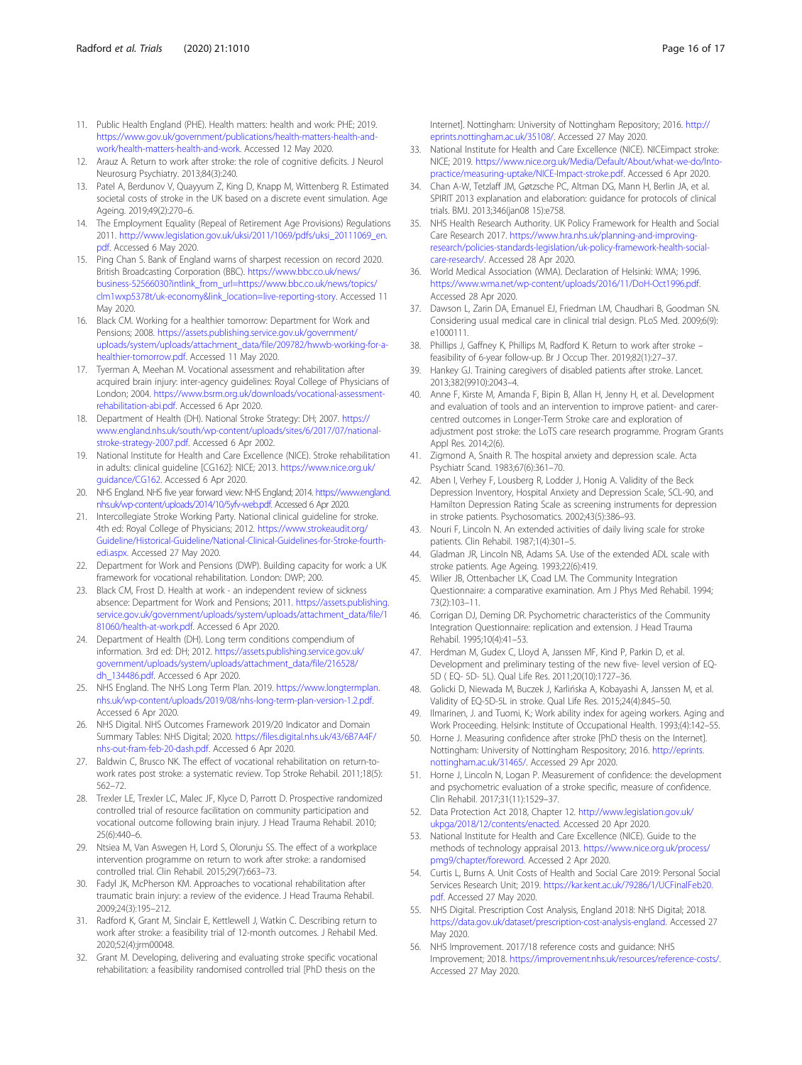11. Public Health England (PHE). Health matters: health and work: PHE; 2019. https://www.gov.uk/government/publications/health-matters-health-and-work/health-matters-health-and-work. Accessed 12 May 2020.
12. Arauz A. Return to work after stroke: the role of cognitive deficits. J Neurol Neurosurg Psychiatry. 2013;84(3):240.
13. Patel A, Berdunov V, Quayyum Z, King D, Knapp M, Wittenberg R. Estimated societal costs of stroke in the UK based on a discrete event simulation. Age Ageing. 2019;49(2):270–6.
14. The Employment Equality (Repeal of Retirement Age Provisions) Regulations 2011. http://www.legislation.gov.uk/uksi/2011/1069/pdfs/uksi_20111069_en.pdf. Accessed 6 May 2020.
15. Ping Chan S. Bank of England warns of sharpest recession on record 2020. British Broadcasting Corporation (BBC). https://www.bbc.co.uk/news/business-52566030?intlink_from_url=https://www.bbc.co.uk/news/topics/clm1wxp5378t/uk-economy&link_location=live-reporting-story. Accessed 11 May 2020.
16. Black CM. Working for a healthier tomorrow: Department for Work and Pensions; 2008. https://assets.publishing.service.gov.uk/government/uploads/system/uploads/attachment_data/file/209782/hwwb-working-for-a-healthier-tomorrow.pdf. Accessed 11 May 2020.
17. Tyerman A, Meehan M. Vocational assessment and rehabilitation after acquired brain injury: inter-agency guidelines: Royal College of Physicians of London; 2004. https://www.bsrm.org.uk/downloads/vocational-assessment-rehabilitation-abi.pdf. Accessed 6 Apr 2020.
18. Department of Health (DH). National Stroke Strategy: DH; 2007. https://www.england.nhs.uk/south/wp-content/uploads/sites/6/2017/07/national-stroke-strategy-2007.pdf. Accessed 6 Apr 2002.
19. National Institute for Health and Care Excellence (NICE). Stroke rehabilitation in adults: clinical guideline [CG162]: NICE; 2013. https://www.nice.org.uk/guidance/CG162. Accessed 6 Apr 2020.
20. NHS England. NHS five year forward view: NHS England; 2014. https://www.england.nhs.uk/wp-content/uploads/2014/10/5yfv-web.pdf. Accessed 6 Apr 2020.
21. Intercollegiate Stroke Working Party. National clinical guideline for stroke. 4th ed: Royal College of Physicians; 2012. https://www.strokeaudit.org/Guideline/Historical-Guideline/National-Clinical-Guidelines-for-Stroke-fourth-edi.aspx. Accessed 27 May 2020.
22. Department for Work and Pensions (DWP). Building capacity for work: a UK framework for vocational rehabilitation. London: DWP; 200.
23. Black CM, Frost D. Health at work - an independent review of sickness absence: Department for Work and Pensions; 2011. https://assets.publishing.service.gov.uk/government/uploads/system/uploads/attachment_data/file/181060/health-at-work.pdf. Accessed 6 Apr 2020.
24. Department of Health (DH). Long term conditions compendium of information. 3rd ed: DH; 2012. https://assets.publishing.service.gov.uk/government/uploads/system/uploads/attachment_data/file/216528/dh_134486.pdf. Accessed 6 Apr 2020.
25. NHS England. The NHS Long Term Plan. 2019. https://www.longtermplan.nhs.uk/wp-content/uploads/2019/08/nhs-long-term-plan-version-1.2.pdf. Accessed 6 Apr 2020.
26. NHS Digital. NHS Outcomes Framework 2019/20 Indicator and Domain Summary Tables: NHS Digital; 2020. https://files.digital.nhs.uk/43/6B7A4F/nhs-out-fram-feb-20-dash.pdf. Accessed 6 Apr 2020.
27. Baldwin C, Brusco NK. The effect of vocational rehabilitation on return-to-work rates post stroke: a systematic review. Top Stroke Rehabil. 2011;18(5):562–72.
28. Trexler LE, Trexler LC, Malec JF, Klyce D, Parrott D. Prospective randomized controlled trial of resource facilitation on community participation and vocational outcome following brain injury. J Head Trauma Rehabil. 2010;25(6):440–6.
29. Ntsiea M, Van Aswegen H, Lord S, Olorunju SS. The effect of a workplace intervention programme on return to work after stroke: a randomised controlled trial. Clin Rehabil. 2015;29(7):663–73.
30. Fadyl JK, McPherson KM. Approaches to vocational rehabilitation after traumatic brain injury: a review of the evidence. J Head Trauma Rehabil. 2009;24(3):195–212.
31. Radford K, Grant M, Sinclair E, Kettlewell J, Watkin C. Describing return to work after stroke: a feasibility trial of 12-month outcomes. J Rehabil Med. 2020;52(4):jrm00048.
32. Grant M. Developing, delivering and evaluating stroke specific vocational rehabilitation: a feasibility randomised controlled trial [PhD thesis on the Internet]. Nottingham: University of Nottingham Repository; 2016. http://eprints.nottingham.ac.uk/35108/. Accessed 27 May 2020.
33. National Institute for Health and Care Excellence (NICE). NICEimpact stroke: NICE; 2019. https://www.nice.org.uk/Media/Default/About/what-we-do/Into-practice/measuring-uptake/NICE-Impact-stroke.pdf. Accessed 6 Apr 2020.
34. Chan A-W, Tetzlaff JM, Gøtzsche PC, Altman DG, Mann H, Berlin JA, et al. SPIRIT 2013 explanation and elaboration: guidance for protocols of clinical trials. BMJ. 2013;346(jan08 15):e758.
35. NHS Health Research Authority. UK Policy Framework for Health and Social Care Research 2017. https://www.hra.nhs.uk/planning-and-improving-research/policies-standards-legislation/uk-policy-framework-health-social-care-research/. Accessed 28 Apr 2020.
36. World Medical Association (WMA). Declaration of Helsinki: WMA; 1996. https://www.wma.net/wp-content/uploads/2016/11/DoH-Oct1996.pdf. Accessed 28 Apr 2020.
37. Dawson L, Zarin DA, Emanuel EJ, Friedman LM, Chaudhari B, Goodman SN. Considering usual medical care in clinical trial design. PLoS Med. 2009;6(9):e1000111.
38. Phillips J, Gaffney K, Phillips M, Radford K. Return to work after stroke – feasibility of 6-year follow-up. Br J Occup Ther. 2019;82(1):27–37.
39. Hankey GJ. Training caregivers of disabled patients after stroke. Lancet. 2013;382(9910):2043–4.
40. Anne F, Kirste M, Amanda F, Bipin B, Allan H, Jenny H, et al. Development and evaluation of tools and an intervention to improve patient- and carer-centred outcomes in Longer-Term Stroke care and exploration of adjustment post stroke: the LoTS care research programme. Program Grants Appl Res. 2014;2(6).
41. Zigmond A, Snaith R. The hospital anxiety and depression scale. Acta Psychiatr Scand. 1983;67(6):361–70.
42. Aben I, Verhey F, Lousberg R, Lodder J, Honig A. Validity of the Beck Depression Inventory, Hospital Anxiety and Depression Scale, SCL-90, and Hamilton Depression Rating Scale as screening instruments for depression in stroke patients. Psychosomatics. 2002;43(5):386–93.
43. Nouri F, Lincoln N. An extended activities of daily living scale for stroke patients. Clin Rehabil. 1987;1(4):301–5.
44. Gladman JR, Lincoln NB, Adams SA. Use of the extended ADL scale with stroke patients. Age Ageing. 1993;22(6):419.
45. Wilier JB, Ottenbacher LK, Coad LM. The Community Integration Questionnaire: a comparative examination. Am J Phys Med Rehabil. 1994;73(2):103–11.
46. Corrigan DJ, Deming DR. Psychometric characteristics of the Community Integration Questionnaire: replication and extension. J Head Trauma Rehabil. 1995;10(4):41–53.
47. Herdman M, Gudex C, Lloyd A, Janssen MF, Kind P, Parkin D, et al. Development and preliminary testing of the new five- level version of EQ-5D ( EQ- 5D- 5L). Qual Life Res. 2011;20(10):1727–36.
48. Golicki D, Niewada M, Buczek J, Karlińska A, Kobayashi A, Janssen M, et al. Validity of EQ-5D-5L in stroke. Qual Life Res. 2015;24(4):845–50.
49. Ilmarinen, J. and Tuomi, K.; Work ability index for ageing workers. Aging and Work Proceeding. Helsink: Institute of Occupational Health. 1993;(4):142–55.
50. Horne J. Measuring confidence after stroke [PhD thesis on the Internet]. Nottingham: University of Nottingham Respository; 2016. http://eprints.nottingham.ac.uk/31465/. Accessed 29 Apr 2020.
51. Horne J, Lincoln N, Logan P. Measurement of confidence: the development and psychometric evaluation of a stroke specific, measure of confidence. Clin Rehabil. 2017;31(11):1529–37.
52. Data Protection Act 2018, Chapter 12. http://www.legislation.gov.uk/ukpga/2018/12/contents/enacted. Accessed 20 Apr 2020.
53. National Institute for Health and Care Excellence (NICE). Guide to the methods of technology appraisal 2013. https://www.nice.org.uk/process/pmg9/chapter/foreword. Accessed 2 Apr 2020.
54. Curtis L, Burns A. Unit Costs of Health and Social Care 2019: Personal Social Services Research Unit; 2019. https://kar.kent.ac.uk/79286/1/UCFinalFeb20.pdf. Accessed 27 May 2020.
55. NHS Digital. Prescription Cost Analysis, England 2018: NHS Digital; 2018. https://data.gov.uk/dataset/prescription-cost-analysis-england. Accessed 27 May 2020.
56. NHS Improvement. 2017/18 reference costs and guidance: NHS Improvement; 2018. https://improvement.nhs.uk/resources/reference-costs/. Accessed 27 May 2020.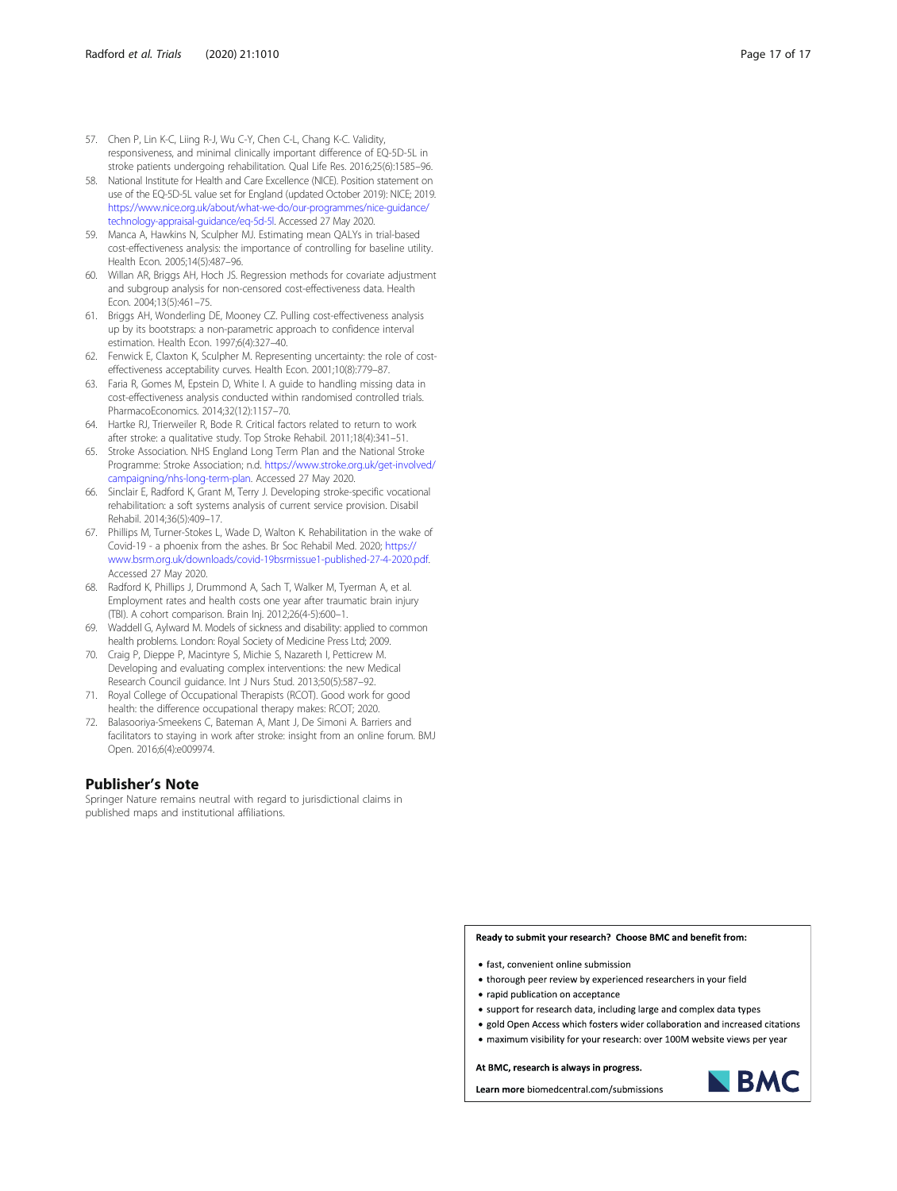57. Chen P, Lin K-C, Liing R-J, Wu C-Y, Chen C-L, Chang K-C. Validity, responsiveness, and minimal clinically important difference of EQ-5D-5L in stroke patients undergoing rehabilitation. Qual Life Res. 2016;25(6):1585–96.
58. National Institute for Health and Care Excellence (NICE). Position statement on use of the EQ-5D-5L value set for England (updated October 2019): NICE; 2019. https://www.nice.org.uk/about/what-we-do/our-programmes/nice-guidance/technology-appraisal-guidance/eq-5d-5l. Accessed 27 May 2020.
59. Manca A, Hawkins N, Sculpher MJ. Estimating mean QALYs in trial-based cost-effectiveness analysis: the importance of controlling for baseline utility. Health Econ. 2005;14(5):487–96.
60. Willan AR, Briggs AH, Hoch JS. Regression methods for covariate adjustment and subgroup analysis for non-censored cost-effectiveness data. Health Econ. 2004;13(5):461–75.
61. Briggs AH, Wonderling DE, Mooney CZ. Pulling cost-effectiveness analysis up by its bootstraps: a non-parametric approach to confidence interval estimation. Health Econ. 1997;6(4):327–40.
62. Fenwick E, Claxton K, Sculpher M. Representing uncertainty: the role of cost-effectiveness acceptability curves. Health Econ. 2001;10(8):779–87.
63. Faria R, Gomes M, Epstein D, White I. A guide to handling missing data in cost-effectiveness analysis conducted within randomised controlled trials. PharmacoEconomics. 2014;32(12):1157–70.
64. Hartke RJ, Trierweiler R, Bode R. Critical factors related to return to work after stroke: a qualitative study. Top Stroke Rehabil. 2011;18(4):341–51.
65. Stroke Association. NHS England Long Term Plan and the National Stroke Programme: Stroke Association; n.d. https://www.stroke.org.uk/get-involved/campaigning/nhs-long-term-plan. Accessed 27 May 2020.
66. Sinclair E, Radford K, Grant M, Terry J. Developing stroke-specific vocational rehabilitation: a soft systems analysis of current service provision. Disabil Rehabil. 2014;36(5):409–17.
67. Phillips M, Turner-Stokes L, Wade D, Walton K. Rehabilitation in the wake of Covid-19 - a phoenix from the ashes. Br Soc Rehabil Med. 2020; https://www.bsrm.org.uk/downloads/covid-19bsrmissue1-published-27-4-2020.pdf. Accessed 27 May 2020.
68. Radford K, Phillips J, Drummond A, Sach T, Walker M, Tyerman A, et al. Employment rates and health costs one year after traumatic brain injury (TBI). A cohort comparison. Brain Inj. 2012;26(4-5):600–1.
69. Waddell G, Aylward M. Models of sickness and disability: applied to common health problems. London: Royal Society of Medicine Press Ltd; 2009.
70. Craig P, Dieppe P, Macintyre S, Michie S, Nazareth I, Petticrew M. Developing and evaluating complex interventions: the new Medical Research Council guidance. Int J Nurs Stud. 2013;50(5):587–92.
71. Royal College of Occupational Therapists (RCOT). Good work for good health: the difference occupational therapy makes: RCOT; 2020.
72. Balasooriya-Smeekens C, Bateman A, Mant J, De Simoni A. Barriers and facilitators to staying in work after stroke: insight from an online forum. BMJ Open. 2016;6(4):e009974.

## Publisher's Note

Springer Nature remains neutral with regard to jurisdictional claims in published maps and institutional affiliations.

**Ready to submit your research? Choose BMC and benefit from:**

- fast, convenient online submission
- thorough peer review by experienced researchers in your field
- rapid publication on acceptance
- support for research data, including large and complex data types
- gold Open Access which fosters wider collaboration and increased citations
- maximum visibility for your research: over 100M website views per year

**At BMC, research is always in progress.**

**Learn more** biomedcentral.com/submissions

BMC